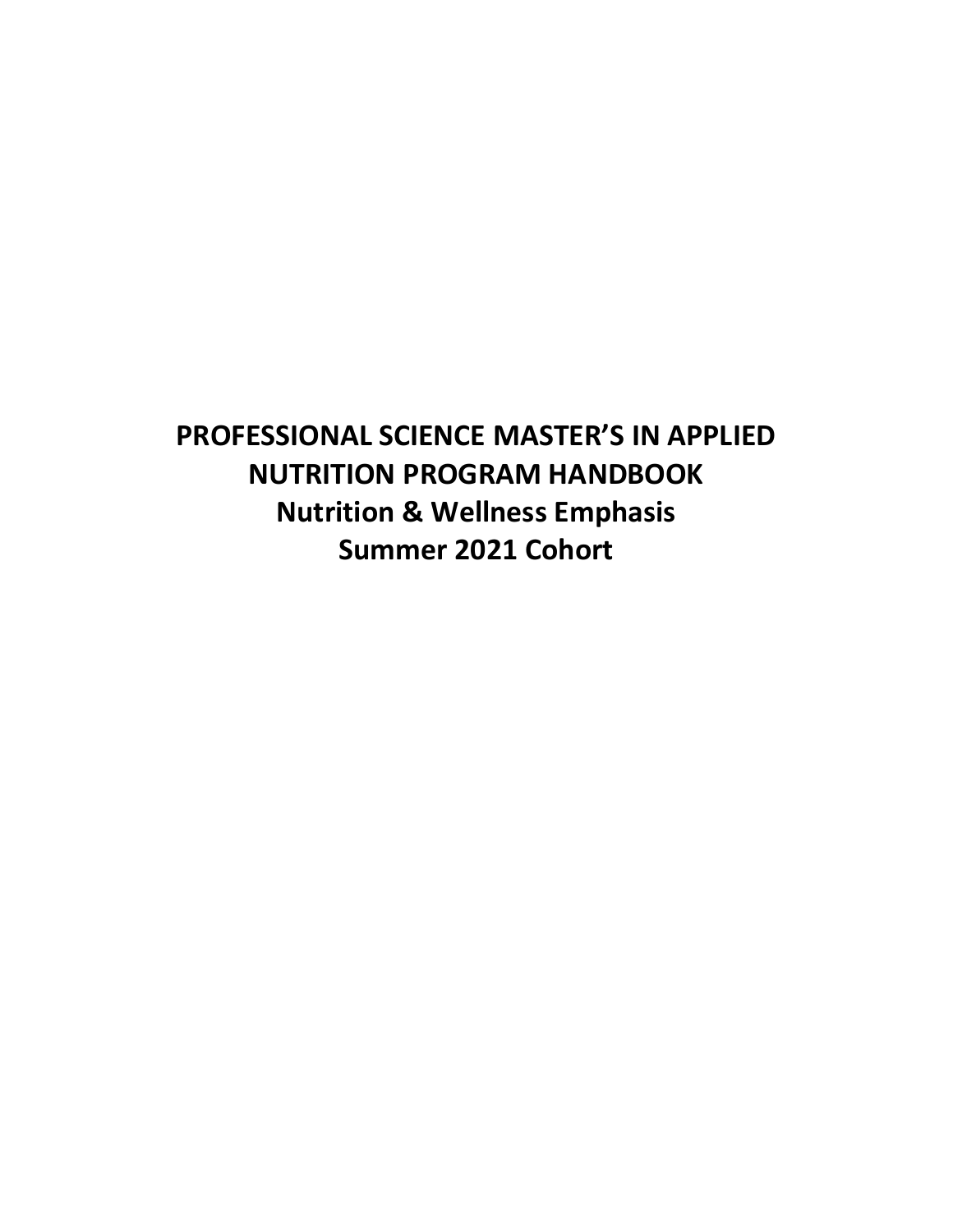# PROFESSIONAL SCIENCE MASTER'S IN APPLIED NUTRITION PROGRAM HANDBOOK

## Nutrition & Wellness Emphasis

## Summer 2021 Cohort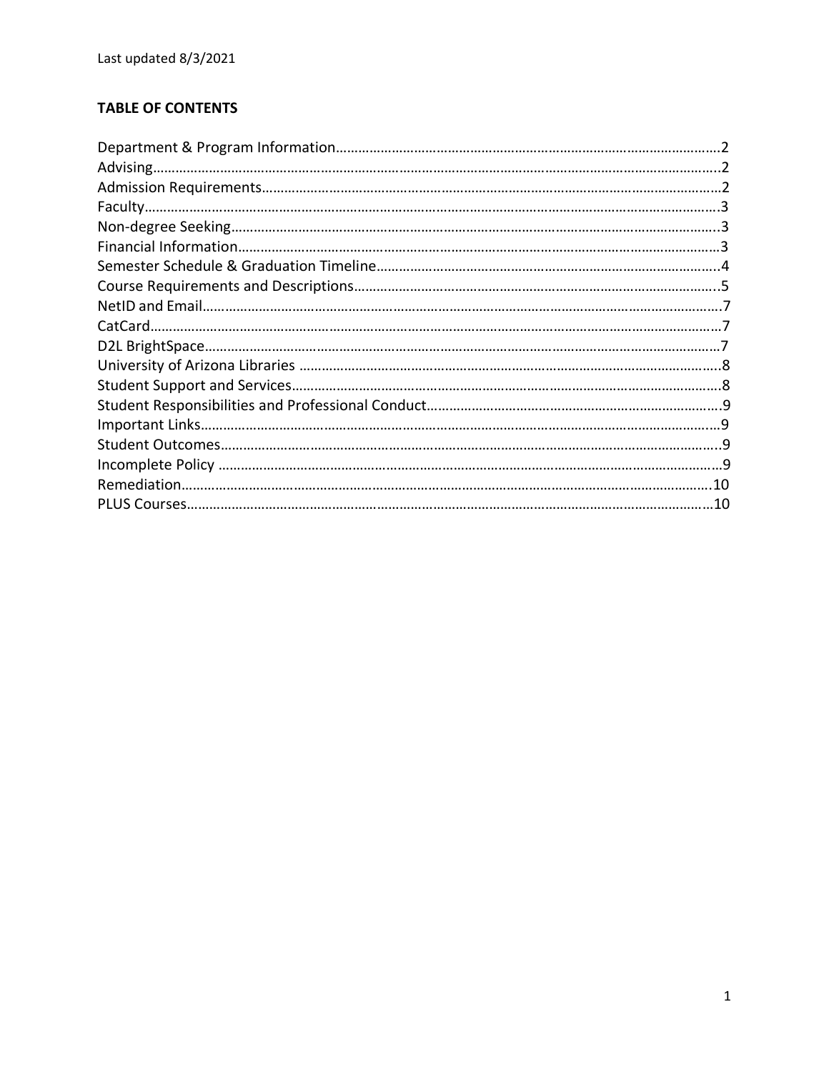Last updated 8/3/2021

**TABLE OF CONTENTS**

Department & Program Information…………………………………………………………………………………………2
Advising…………………………………………………………………………………………………………………………..2
Admission Requirements…………………………………………………………………………………………………2
Faculty……………………………………………………………………………………………………………………….3
Non-degree Seeking…………………………………………………………………………………………………..3
Financial Information…………………………………………………………………………………………………3
Semester Schedule & Graduation Timeline……………………………………………………………………4
Course Requirements and Descriptions…………………………………………………………………………5
NetID and Email…………………………………………………………………………………………………………7
CatCard………………………………………………………………………………………………………………………7
D2L BrightSpace…………………………………………………………………………………………………………7
University of Arizona Libraries ………………………………………………………………………………………8
Student Support and Services…………………………………………………………………………………………8
Student Responsibilities and Professional Conduct……………………………………………………………9
Important Links……………………………………………………………………………………………………………9
Student Outcomes……………………………………………………………………………………………………..9
Incomplete Policy ………………………………………………………………………………………………………9
Remediation………………………………………………………………………………………………………………10
PLUS Courses……………………………………………………………………………………………………………10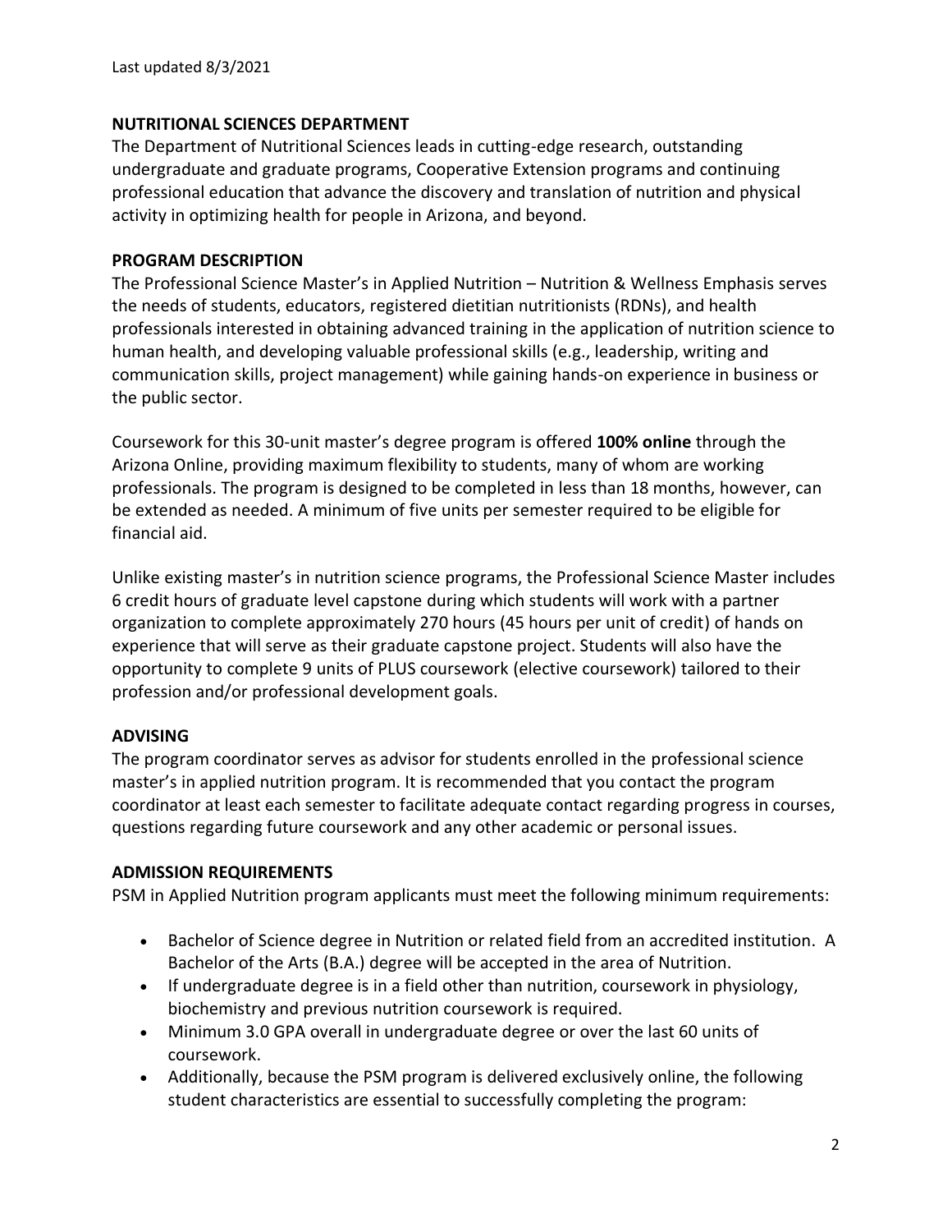Last updated 8/3/2021

## NUTRITIONAL SCIENCES DEPARTMENT

The Department of Nutritional Sciences leads in cutting-edge research, outstanding undergraduate and graduate programs, Cooperative Extension programs and continuing professional education that advance the discovery and translation of nutrition and physical activity in optimizing health for people in Arizona, and beyond.

## PROGRAM DESCRIPTION

The Professional Science Master's in Applied Nutrition – Nutrition & Wellness Emphasis serves the needs of students, educators, registered dietitian nutritionists (RDNs), and health professionals interested in obtaining advanced training in the application of nutrition science to human health, and developing valuable professional skills (e.g., leadership, writing and communication skills, project management) while gaining hands-on experience in business or the public sector.

Coursework for this 30-unit master's degree program is offered **100% online** through the Arizona Online, providing maximum flexibility to students, many of whom are working professionals. The program is designed to be completed in less than 18 months, however, can be extended as needed. A minimum of five units per semester required to be eligible for financial aid.

Unlike existing master's in nutrition science programs, the Professional Science Master includes 6 credit hours of graduate level capstone during which students will work with a partner organization to complete approximately 270 hours (45 hours per unit of credit) of hands on experience that will serve as their graduate capstone project. Students will also have the opportunity to complete 9 units of PLUS coursework (elective coursework) tailored to their profession and/or professional development goals.

## ADVISING

The program coordinator serves as advisor for students enrolled in the professional science master's in applied nutrition program. It is recommended that you contact the program coordinator at least each semester to facilitate adequate contact regarding progress in courses, questions regarding future coursework and any other academic or personal issues.

## ADMISSION REQUIREMENTS

PSM in Applied Nutrition program applicants must meet the following minimum requirements:

- Bachelor of Science degree in Nutrition or related field from an accredited institution. A Bachelor of the Arts (B.A.) degree will be accepted in the area of Nutrition.
- If undergraduate degree is in a field other than nutrition, coursework in physiology, biochemistry and previous nutrition coursework is required.
- Minimum 3.0 GPA overall in undergraduate degree or over the last 60 units of coursework.
- Additionally, because the PSM program is delivered exclusively online, the following student characteristics are essential to successfully completing the program: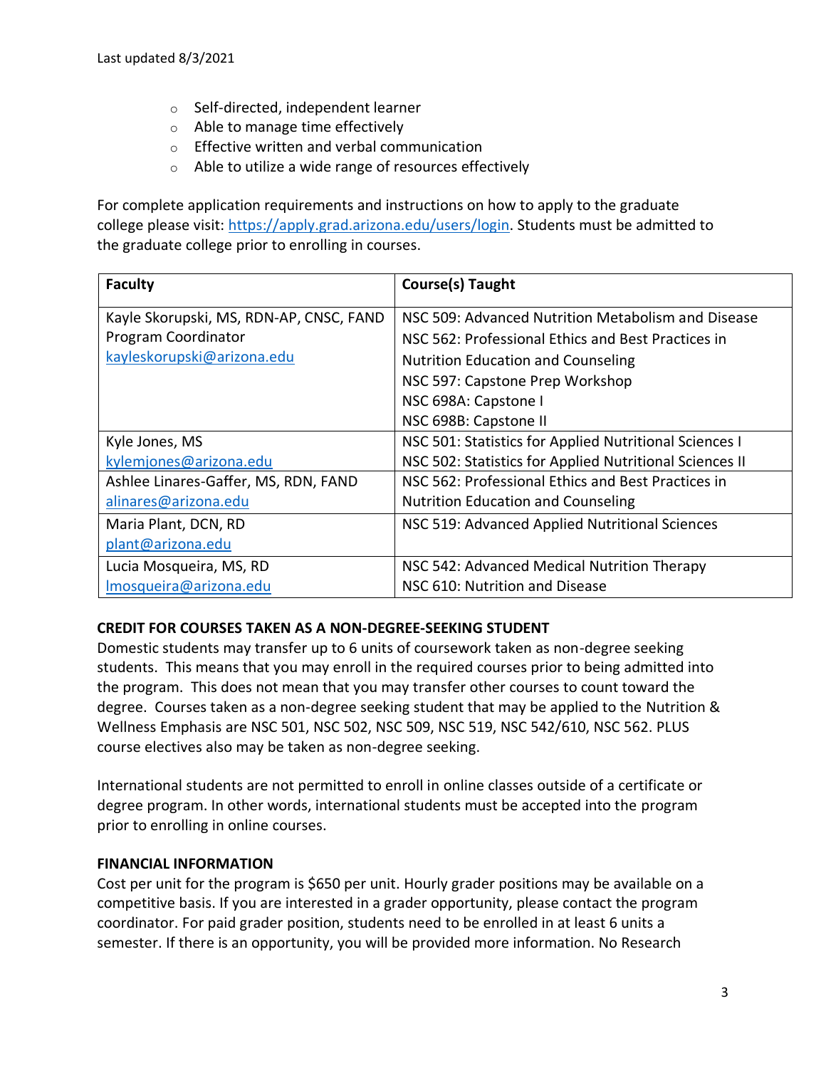- Self-directed, independent learner
- Able to manage time effectively
- Effective written and verbal communication
- Able to utilize a wide range of resources effectively

For complete application requirements and instructions on how to apply to the graduate college please visit: https://apply.grad.arizona.edu/users/login. Students must be admitted to the graduate college prior to enrolling in courses.

| Faculty | Course(s) Taught |
| --- | --- |
| Kayle Skorupski, MS, RDN-AP, CNSC, FAND<br>Program Coordinator<br>kayleskorupski@arizona.edu | NSC 509: Advanced Nutrition Metabolism and Disease<br>NSC 562: Professional Ethics and Best Practices in Nutrition Education and Counseling<br>NSC 597: Capstone Prep Workshop<br>NSC 698A: Capstone I<br>NSC 698B: Capstone II |
| Kyle Jones, MS<br>kylemjones@arizona.edu | NSC 501: Statistics for Applied Nutritional Sciences I<br>NSC 502: Statistics for Applied Nutritional Sciences II |
| Ashlee Linares-Gaffer, MS, RDN, FAND<br>alinares@arizona.edu | NSC 562: Professional Ethics and Best Practices in Nutrition Education and Counseling |
| Maria Plant, DCN, RD<br>plant@arizona.edu | NSC 519: Advanced Applied Nutritional Sciences |
| Lucia Mosqueira, MS, RD<br>lmosqueira@arizona.edu | NSC 542: Advanced Medical Nutrition Therapy<br>NSC 610: Nutrition and Disease |

**CREDIT FOR COURSES TAKEN AS A NON-DEGREE-SEEKING STUDENT**

Domestic students may transfer up to 6 units of coursework taken as non-degree seeking students. This means that you may enroll in the required courses prior to being admitted into the program. This does not mean that you may transfer other courses to count toward the degree. Courses taken as a non-degree seeking student that may be applied to the Nutrition & Wellness Emphasis are NSC 501, NSC 502, NSC 509, NSC 519, NSC 542/610, NSC 562. PLUS course electives also may be taken as non-degree seeking.

International students are not permitted to enroll in online classes outside of a certificate or degree program. In other words, international students must be accepted into the program prior to enrolling in online courses.

**FINANCIAL INFORMATION**

Cost per unit for the program is $650 per unit. Hourly grader positions may be available on a competitive basis. If you are interested in a grader opportunity, please contact the program coordinator. For paid grader position, students need to be enrolled in at least 6 units a semester. If there is an opportunity, you will be provided more information. No Research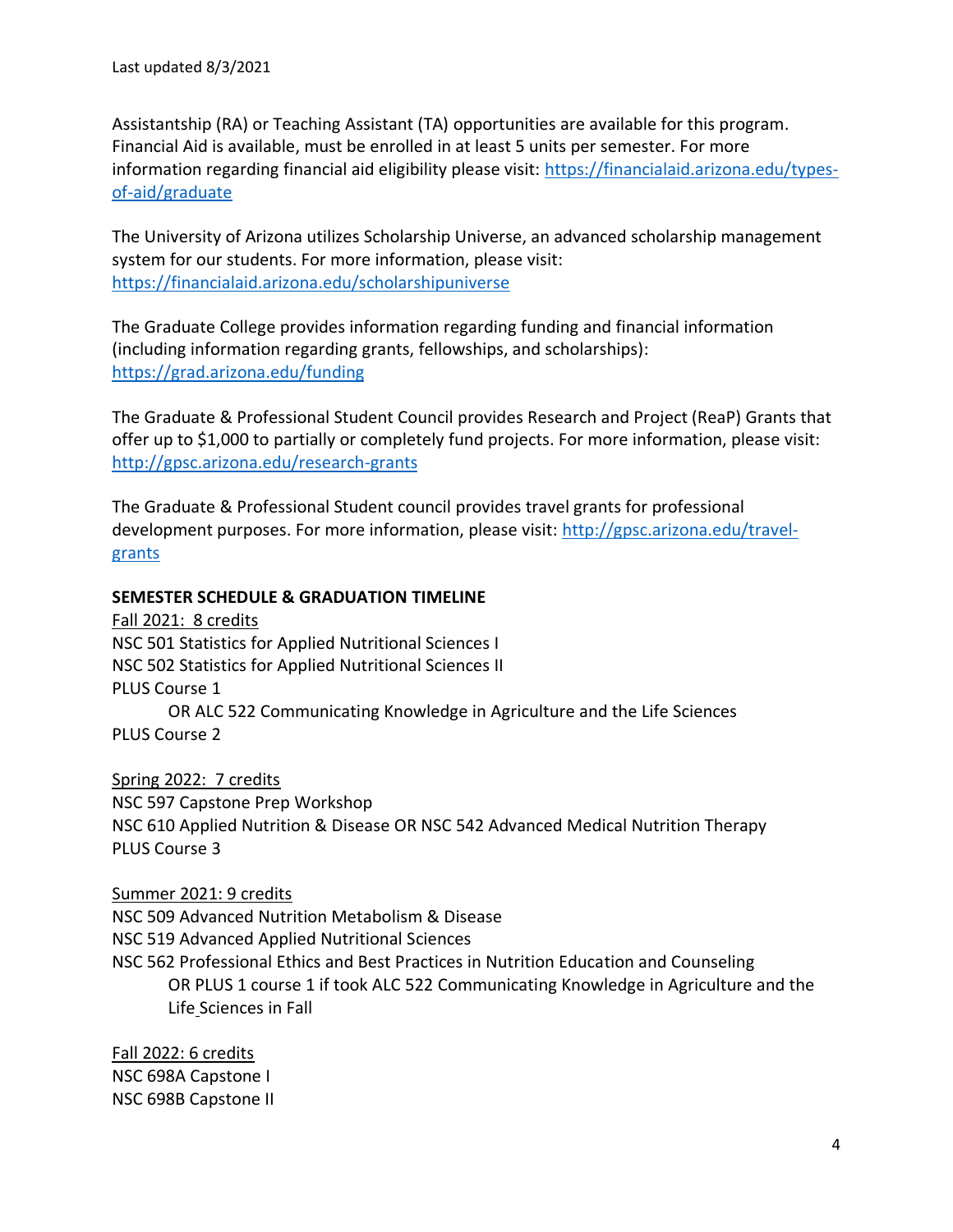Assistantship (RA) or Teaching Assistant (TA) opportunities are available for this program. Financial Aid is available, must be enrolled in at least 5 units per semester. For more information regarding financial aid eligibility please visit: https://financialaid.arizona.edu/types-of-aid/graduate

The University of Arizona utilizes Scholarship Universe, an advanced scholarship management system for our students. For more information, please visit: https://financialaid.arizona.edu/scholarshipuniverse

The Graduate College provides information regarding funding and financial information (including information regarding grants, fellowships, and scholarships): https://grad.arizona.edu/funding

The Graduate & Professional Student Council provides Research and Project (ReaP) Grants that offer up to $1,000 to partially or completely fund projects. For more information, please visit: http://gpsc.arizona.edu/research-grants

The Graduate & Professional Student council provides travel grants for professional development purposes. For more information, please visit: http://gpsc.arizona.edu/travel-grants

**SEMESTER SCHEDULE & GRADUATION TIMELINE**

Fall 2021: 8 credits
NSC 501 Statistics for Applied Nutritional Sciences I
NSC 502 Statistics for Applied Nutritional Sciences II
PLUS Course 1
    OR ALC 522 Communicating Knowledge in Agriculture and the Life Sciences
PLUS Course 2

Spring 2022: 7 credits
NSC 597 Capstone Prep Workshop
NSC 610 Applied Nutrition & Disease OR NSC 542 Advanced Medical Nutrition Therapy
PLUS Course 3

Summer 2021: 9 credits
NSC 509 Advanced Nutrition Metabolism & Disease
NSC 519 Advanced Applied Nutritional Sciences
NSC 562 Professional Ethics and Best Practices in Nutrition Education and Counseling
    OR PLUS 1 course 1 if took ALC 522 Communicating Knowledge in Agriculture and the Life Sciences in Fall

Fall 2022: 6 credits
NSC 698A Capstone I
NSC 698B Capstone II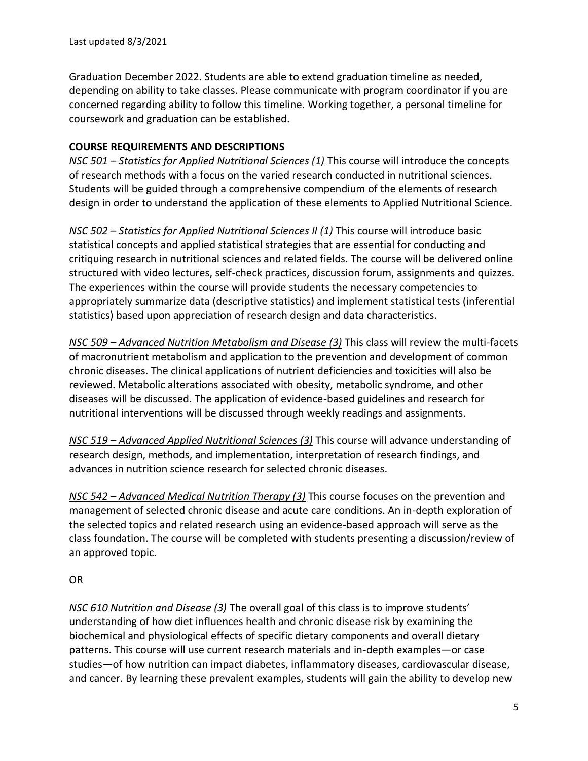Last updated 8/3/2021

Graduation December 2022. Students are able to extend graduation timeline as needed, depending on ability to take classes. Please communicate with program coordinator if you are concerned regarding ability to follow this timeline. Working together, a personal timeline for coursework and graduation can be established.

## COURSE REQUIREMENTS AND DESCRIPTIONS

*NSC 501 – Statistics for Applied Nutritional Sciences (1)* This course will introduce the concepts of research methods with a focus on the varied research conducted in nutritional sciences. Students will be guided through a comprehensive compendium of the elements of research design in order to understand the application of these elements to Applied Nutritional Science.

*NSC 502 – Statistics for Applied Nutritional Sciences II (1)* This course will introduce basic statistical concepts and applied statistical strategies that are essential for conducting and critiquing research in nutritional sciences and related fields. The course will be delivered online structured with video lectures, self-check practices, discussion forum, assignments and quizzes. The experiences within the course will provide students the necessary competencies to appropriately summarize data (descriptive statistics) and implement statistical tests (inferential statistics) based upon appreciation of research design and data characteristics.

*NSC 509 – Advanced Nutrition Metabolism and Disease (3)* This class will review the multi-facets of macronutrient metabolism and application to the prevention and development of common chronic diseases. The clinical applications of nutrient deficiencies and toxicities will also be reviewed. Metabolic alterations associated with obesity, metabolic syndrome, and other diseases will be discussed. The application of evidence-based guidelines and research for nutritional interventions will be discussed through weekly readings and assignments.

*NSC 519 – Advanced Applied Nutritional Sciences (3)* This course will advance understanding of research design, methods, and implementation, interpretation of research findings, and advances in nutrition science research for selected chronic diseases.

*NSC 542 – Advanced Medical Nutrition Therapy (3)* This course focuses on the prevention and management of selected chronic disease and acute care conditions. An in-depth exploration of the selected topics and related research using an evidence-based approach will serve as the class foundation. The course will be completed with students presenting a discussion/review of an approved topic.

OR

*NSC 610 Nutrition and Disease (3)* The overall goal of this class is to improve students' understanding of how diet influences health and chronic disease risk by examining the biochemical and physiological effects of specific dietary components and overall dietary patterns. This course will use current research materials and in-depth examples—or case studies—of how nutrition can impact diabetes, inflammatory diseases, cardiovascular disease, and cancer. By learning these prevalent examples, students will gain the ability to develop new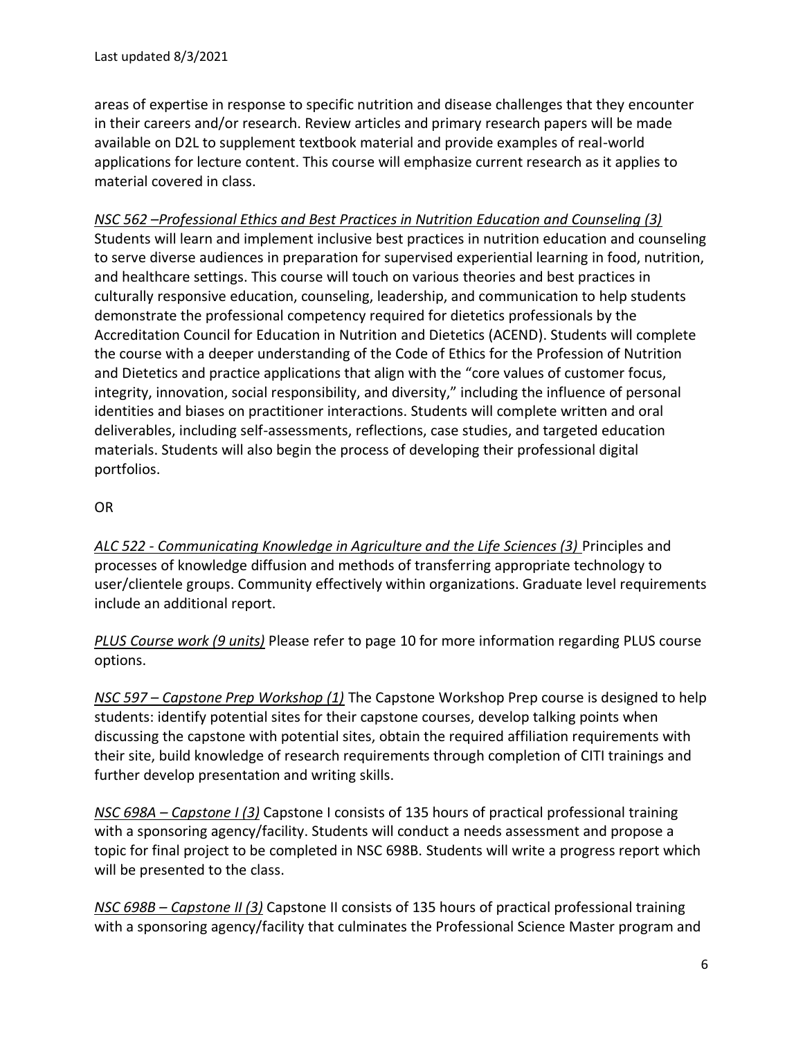areas of expertise in response to specific nutrition and disease challenges that they encounter in their careers and/or research. Review articles and primary research papers will be made available on D2L to supplement textbook material and provide examples of real-world applications for lecture content. This course will emphasize current research as it applies to material covered in class.

*NSC 562 –Professional Ethics and Best Practices in Nutrition Education and Counseling (3)* Students will learn and implement inclusive best practices in nutrition education and counseling to serve diverse audiences in preparation for supervised experiential learning in food, nutrition, and healthcare settings. This course will touch on various theories and best practices in culturally responsive education, counseling, leadership, and communication to help students demonstrate the professional competency required for dietetics professionals by the Accreditation Council for Education in Nutrition and Dietetics (ACEND). Students will complete the course with a deeper understanding of the Code of Ethics for the Profession of Nutrition and Dietetics and practice applications that align with the "core values of customer focus, integrity, innovation, social responsibility, and diversity," including the influence of personal identities and biases on practitioner interactions. Students will complete written and oral deliverables, including self-assessments, reflections, case studies, and targeted education materials. Students will also begin the process of developing their professional digital portfolios.

OR

*ALC 522 - Communicating Knowledge in Agriculture and the Life Sciences (3)* Principles and processes of knowledge diffusion and methods of transferring appropriate technology to user/clientele groups. Community effectively within organizations. Graduate level requirements include an additional report.

*PLUS Course work (9 units)* Please refer to page 10 for more information regarding PLUS course options.

*NSC 597 – Capstone Prep Workshop (1)* The Capstone Workshop Prep course is designed to help students: identify potential sites for their capstone courses, develop talking points when discussing the capstone with potential sites, obtain the required affiliation requirements with their site, build knowledge of research requirements through completion of CITI trainings and further develop presentation and writing skills.

*NSC 698A – Capstone I (3)* Capstone I consists of 135 hours of practical professional training with a sponsoring agency/facility. Students will conduct a needs assessment and propose a topic for final project to be completed in NSC 698B. Students will write a progress report which will be presented to the class.

*NSC 698B – Capstone II (3)* Capstone II consists of 135 hours of practical professional training with a sponsoring agency/facility that culminates the Professional Science Master program and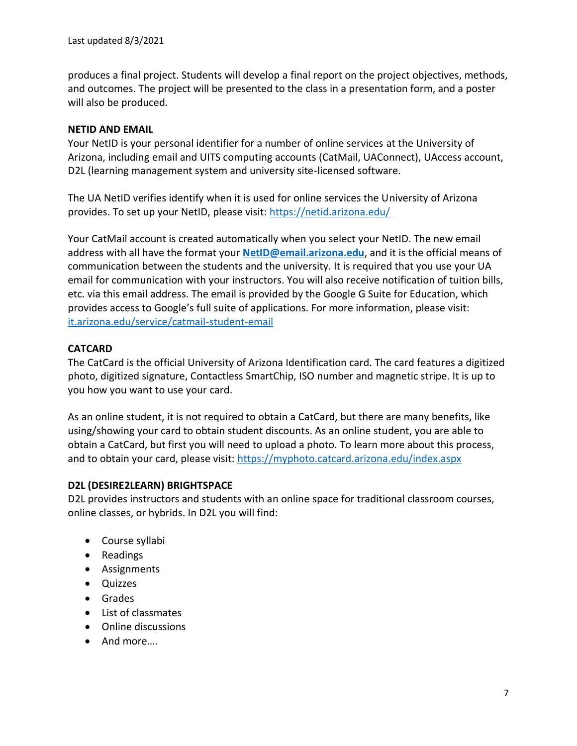produces a final project. Students will develop a final report on the project objectives, methods, and outcomes. The project will be presented to the class in a presentation form, and a poster will also be produced.

**NETID AND EMAIL**

Your NetID is your personal identifier for a number of online services at the University of Arizona, including email and UITS computing accounts (CatMail, UAConnect), UAccess account, D2L (learning management system and university site-licensed software.

The UA NetID verifies identify when it is used for online services the University of Arizona provides. To set up your NetID, please visit: https://netid.arizona.edu/

Your CatMail account is created automatically when you select your NetID. The new email address with all have the format your **NetID@email.arizona.edu**, and it is the official means of communication between the students and the university. It is required that you use your UA email for communication with your instructors. You will also receive notification of tuition bills, etc. via this email address. The email is provided by the Google G Suite for Education, which provides access to Google's full suite of applications. For more information, please visit: it.arizona.edu/service/catmail-student-email

**CATCARD**

The CatCard is the official University of Arizona Identification card. The card features a digitized photo, digitized signature, Contactless SmartChip, ISO number and magnetic stripe. It is up to you how you want to use your card.

As an online student, it is not required to obtain a CatCard, but there are many benefits, like using/showing your card to obtain student discounts. As an online student, you are able to obtain a CatCard, but first you will need to upload a photo. To learn more about this process, and to obtain your card, please visit: https://myphoto.catcard.arizona.edu/index.aspx

**D2L (DESIRE2LEARN) BRIGHTSPACE**

D2L provides instructors and students with an online space for traditional classroom courses, online classes, or hybrids. In D2L you will find:

- Course syllabi
- Readings
- Assignments
- Quizzes
- Grades
- List of classmates
- Online discussions
- And more….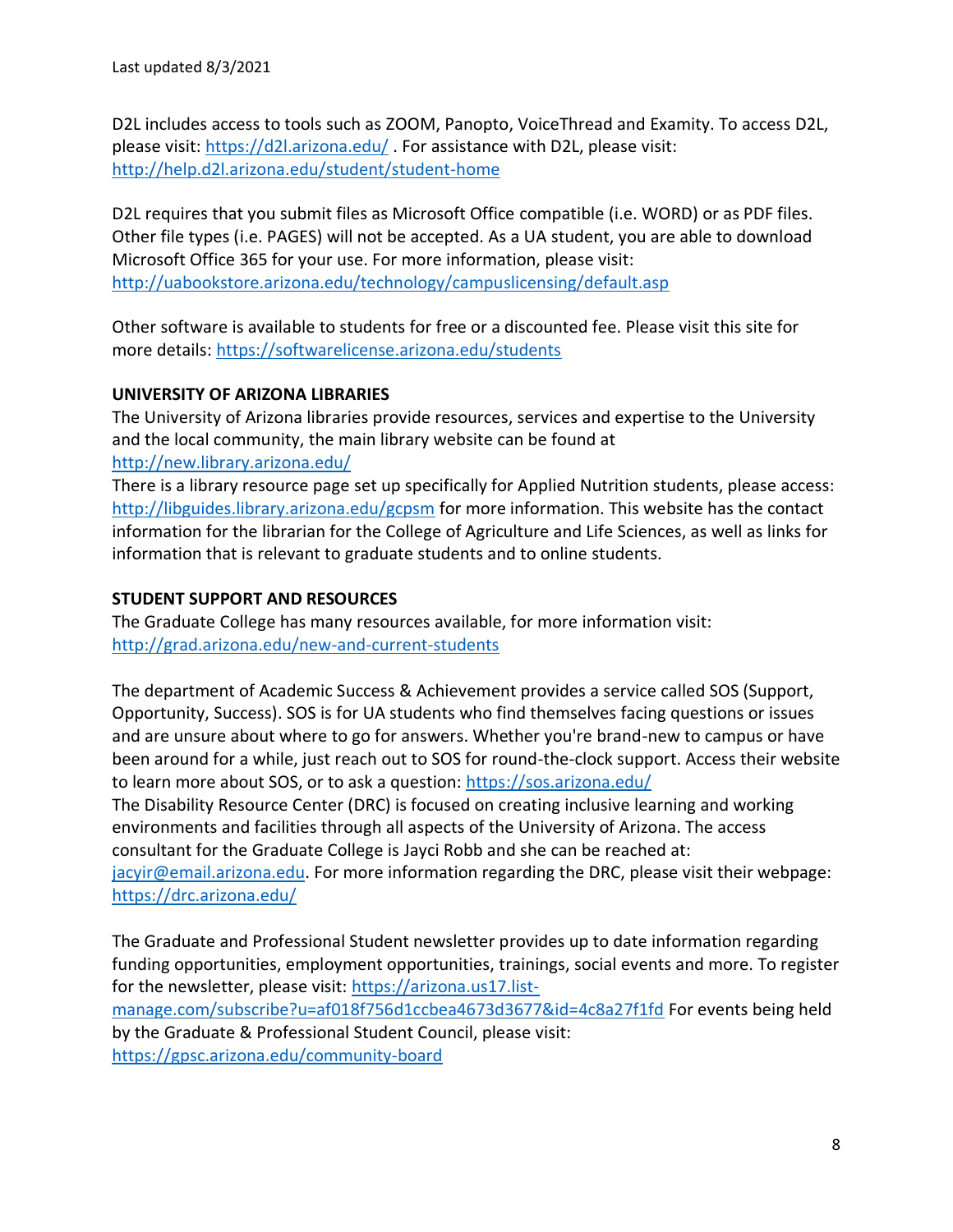D2L includes access to tools such as ZOOM, Panopto, VoiceThread and Examity. To access D2L, please visit: https://d2l.arizona.edu/ . For assistance with D2L, please visit: http://help.d2l.arizona.edu/student/student-home

D2L requires that you submit files as Microsoft Office compatible (i.e. WORD) or as PDF files. Other file types (i.e. PAGES) will not be accepted. As a UA student, you are able to download Microsoft Office 365 for your use. For more information, please visit: http://uabookstore.arizona.edu/technology/campuslicensing/default.asp

Other software is available to students for free or a discounted fee. Please visit this site for more details: https://softwarelicense.arizona.edu/students

**UNIVERSITY OF ARIZONA LIBRARIES**

The University of Arizona libraries provide resources, services and expertise to the University and the local community, the main library website can be found at http://new.library.arizona.edu/

There is a library resource page set up specifically for Applied Nutrition students, please access: http://libguides.library.arizona.edu/gcpsm for more information. This website has the contact information for the librarian for the College of Agriculture and Life Sciences, as well as links for information that is relevant to graduate students and to online students.

**STUDENT SUPPORT AND RESOURCES**

The Graduate College has many resources available, for more information visit: http://grad.arizona.edu/new-and-current-students

The department of Academic Success & Achievement provides a service called SOS (Support, Opportunity, Success). SOS is for UA students who find themselves facing questions or issues and are unsure about where to go for answers. Whether you're brand-new to campus or have been around for a while, just reach out to SOS for round-the-clock support. Access their website to learn more about SOS, or to ask a question: https://sos.arizona.edu/

The Disability Resource Center (DRC) is focused on creating inclusive learning and working environments and facilities through all aspects of the University of Arizona. The access consultant for the Graduate College is Jayci Robb and she can be reached at: jacyir@email.arizona.edu. For more information regarding the DRC, please visit their webpage: https://drc.arizona.edu/

The Graduate and Professional Student newsletter provides up to date information regarding funding opportunities, employment opportunities, trainings, social events and more. To register for the newsletter, please visit: https://arizona.us17.list-manage.com/subscribe?u=af018f756d1ccbea4673d3677&id=4c8a27f1fd For events being held by the Graduate & Professional Student Council, please visit: https://gpsc.arizona.edu/community-board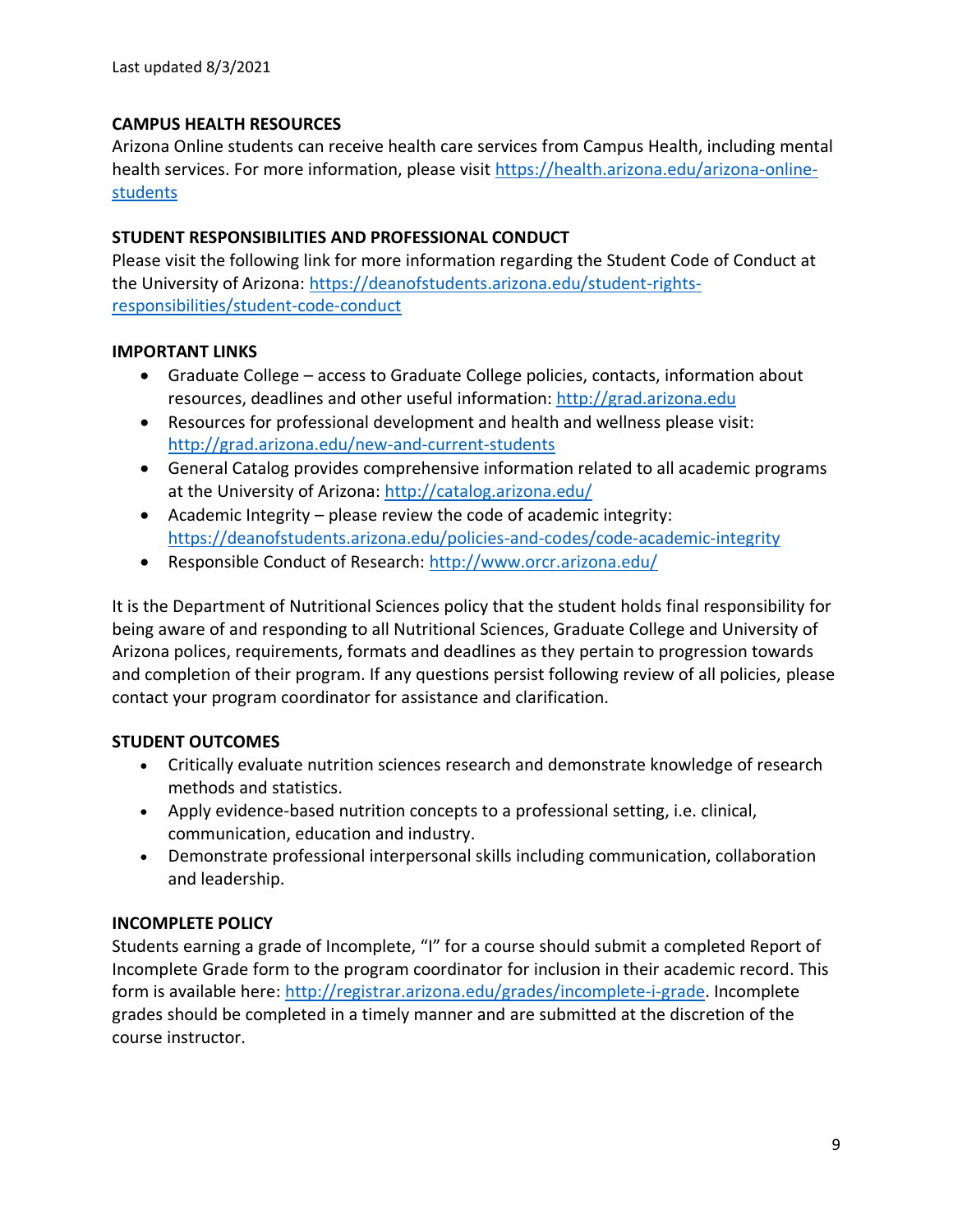Last updated 8/3/2021

## CAMPUS HEALTH RESOURCES

Arizona Online students can receive health care services from Campus Health, including mental health services. For more information, please visit https://health.arizona.edu/arizona-online-students

## STUDENT RESPONSIBILITIES AND PROFESSIONAL CONDUCT

Please visit the following link for more information regarding the Student Code of Conduct at the University of Arizona: https://deanofstudents.arizona.edu/student-rights-responsibilities/student-code-conduct

## IMPORTANT LINKS

- Graduate College – access to Graduate College policies, contacts, information about resources, deadlines and other useful information: http://grad.arizona.edu
- Resources for professional development and health and wellness please visit: http://grad.arizona.edu/new-and-current-students
- General Catalog provides comprehensive information related to all academic programs at the University of Arizona: http://catalog.arizona.edu/
- Academic Integrity – please review the code of academic integrity: https://deanofstudents.arizona.edu/policies-and-codes/code-academic-integrity
- Responsible Conduct of Research: http://www.orcr.arizona.edu/

It is the Department of Nutritional Sciences policy that the student holds final responsibility for being aware of and responding to all Nutritional Sciences, Graduate College and University of Arizona polices, requirements, formats and deadlines as they pertain to progression towards and completion of their program. If any questions persist following review of all policies, please contact your program coordinator for assistance and clarification.

## STUDENT OUTCOMES

- Critically evaluate nutrition sciences research and demonstrate knowledge of research methods and statistics.
- Apply evidence-based nutrition concepts to a professional setting, i.e. clinical, communication, education and industry.
- Demonstrate professional interpersonal skills including communication, collaboration and leadership.

## INCOMPLETE POLICY

Students earning a grade of Incomplete, "I" for a course should submit a completed Report of Incomplete Grade form to the program coordinator for inclusion in their academic record. This form is available here: http://registrar.arizona.edu/grades/incomplete-i-grade. Incomplete grades should be completed in a timely manner and are submitted at the discretion of the course instructor.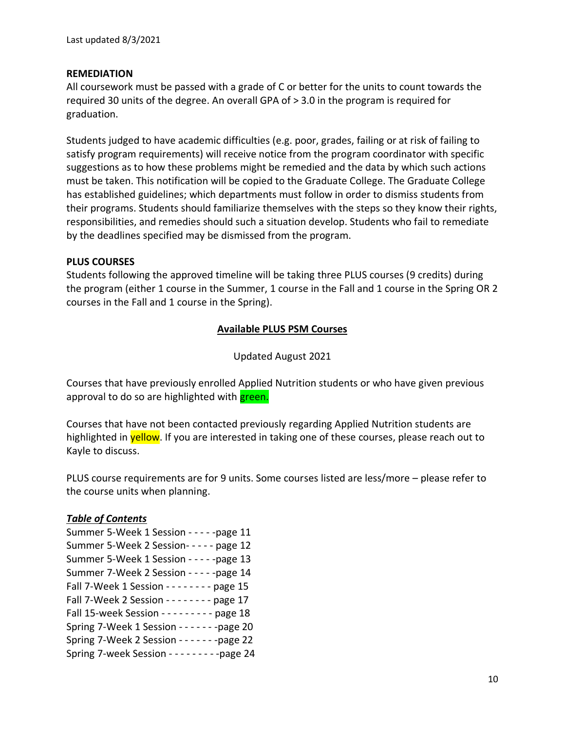**REMEDIATION**

All coursework must be passed with a grade of C or better for the units to count towards the required 30 units of the degree. An overall GPA of > 3.0 in the program is required for graduation.

Students judged to have academic difficulties (e.g. poor, grades, failing or at risk of failing to satisfy program requirements) will receive notice from the program coordinator with specific suggestions as to how these problems might be remedied and the data by which such actions must be taken. This notification will be copied to the Graduate College. The Graduate College has established guidelines; which departments must follow in order to dismiss students from their programs. Students should familiarize themselves with the steps so they know their rights, responsibilities, and remedies should such a situation develop. Students who fail to remediate by the deadlines specified may be dismissed from the program.

**PLUS COURSES**

Students following the approved timeline will be taking three PLUS courses (9 credits) during the program (either 1 course in the Summer, 1 course in the Fall and 1 course in the Spring OR 2 courses in the Fall and 1 course in the Spring).

**Available PLUS PSM Courses**

Updated August 2021

Courses that have previously enrolled Applied Nutrition students or who have given previous approval to do so are highlighted with green.

Courses that have not been contacted previously regarding Applied Nutrition students are highlighted in yellow. If you are interested in taking one of these courses, please reach out to Kayle to discuss.

PLUS course requirements are for 9 units. Some courses listed are less/more – please refer to the course units when planning.

***Table of Contents***

Summer 5-Week 1 Session - - - - -page 11
Summer 5-Week 2 Session- - - - - page 12
Summer 5-Week 1 Session - - - - -page 13
Summer 7-Week 2 Session - - - - -page 14
Fall 7-Week 1 Session - - - - - - - - page 15
Fall 7-Week 2 Session - - - - - - - - page 17
Fall 15-week Session - - - - - - - - - page 18
Spring 7-Week 1 Session - - - - - - -page 20
Spring 7-Week 2 Session - - - - - - -page 22
Spring 7-week Session - - - - - - - - -page 24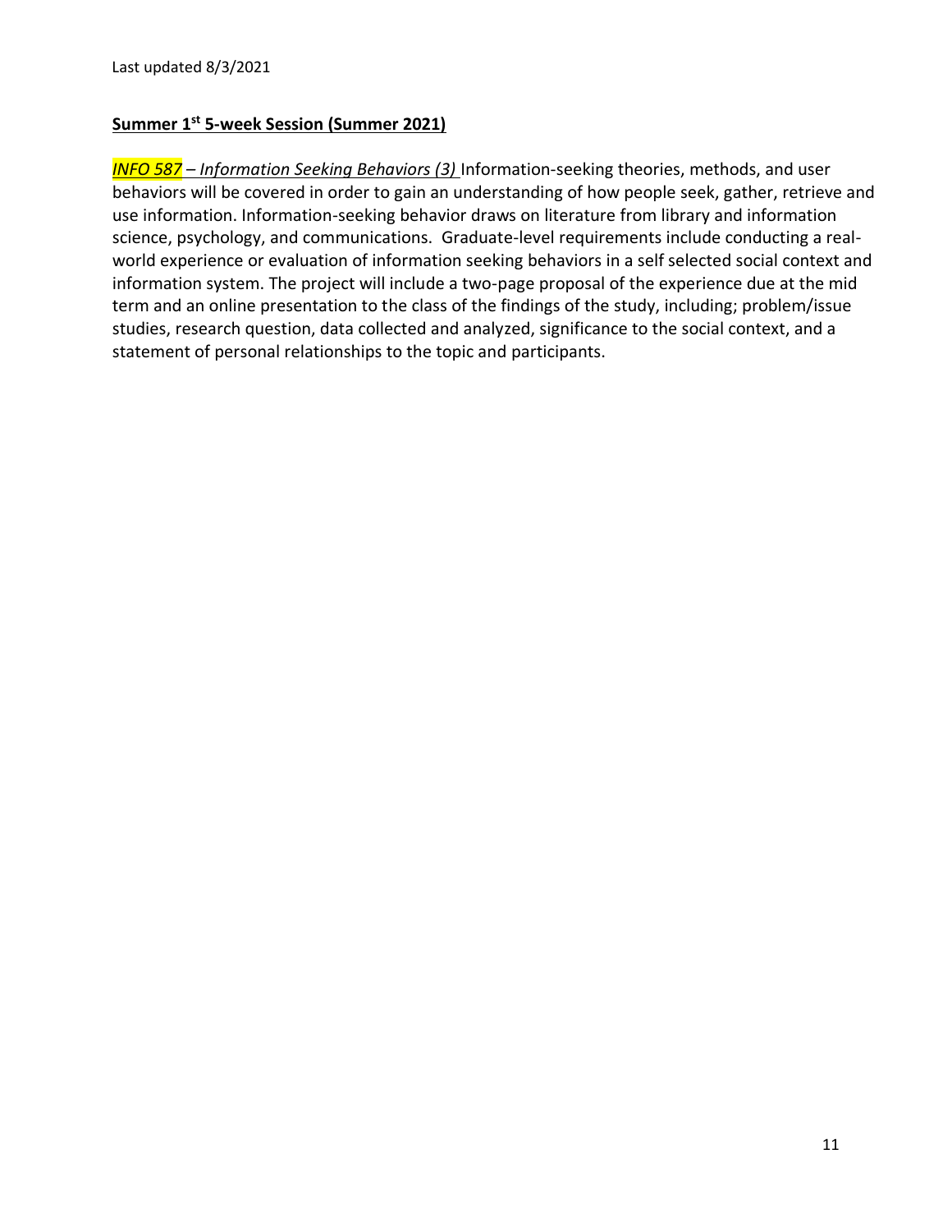Last updated 8/3/2021

**Summer 1st 5-week Session (Summer 2021)**

*INFO 587 – Information Seeking Behaviors (3)* Information-seeking theories, methods, and user behaviors will be covered in order to gain an understanding of how people seek, gather, retrieve and use information. Information-seeking behavior draws on literature from library and information science, psychology, and communications. Graduate-level requirements include conducting a real-world experience or evaluation of information seeking behaviors in a self selected social context and information system. The project will include a two-page proposal of the experience due at the mid term and an online presentation to the class of the findings of the study, including; problem/issue studies, research question, data collected and analyzed, significance to the social context, and a statement of personal relationships to the topic and participants.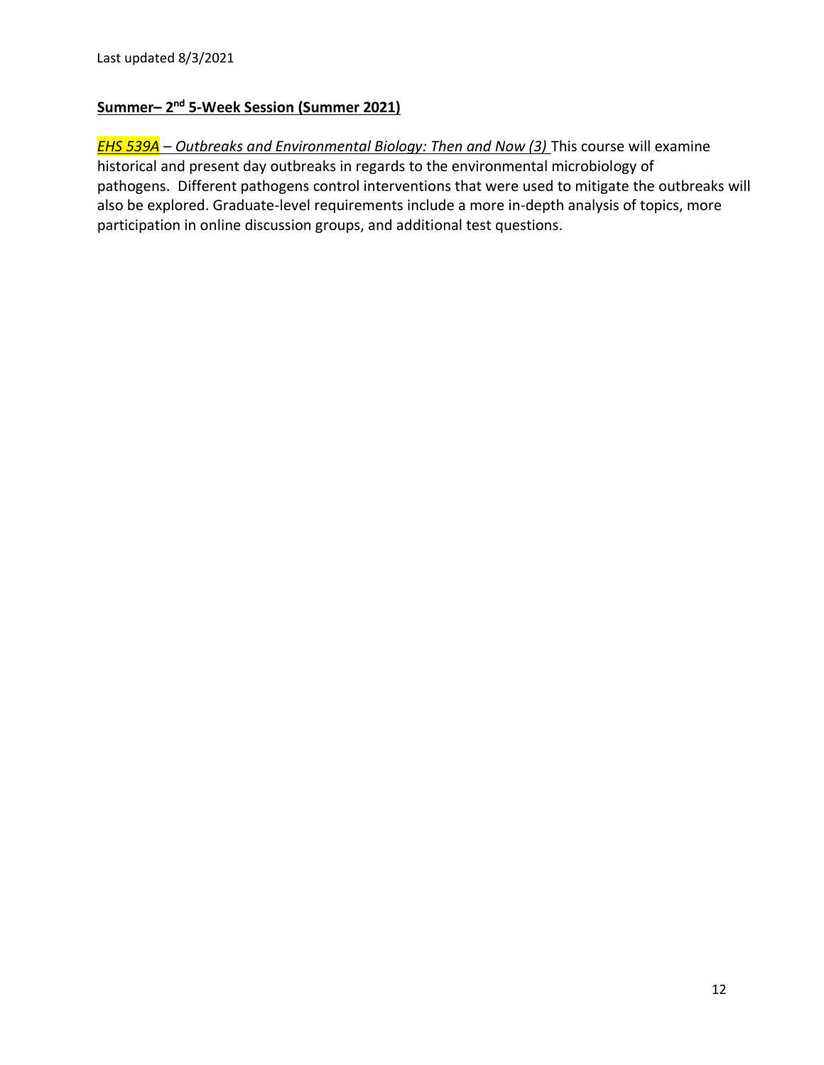Last updated 8/3/2021

**Summer– 2nd 5-Week Session (Summer 2021)**

***EHS 539A** – Outbreaks and Environmental Biology: Then and Now (3)* This course will examine historical and present day outbreaks in regards to the environmental microbiology of pathogens. Different pathogens control interventions that were used to mitigate the outbreaks will also be explored. Graduate-level requirements include a more in-depth analysis of topics, more participation in online discussion groups, and additional test questions.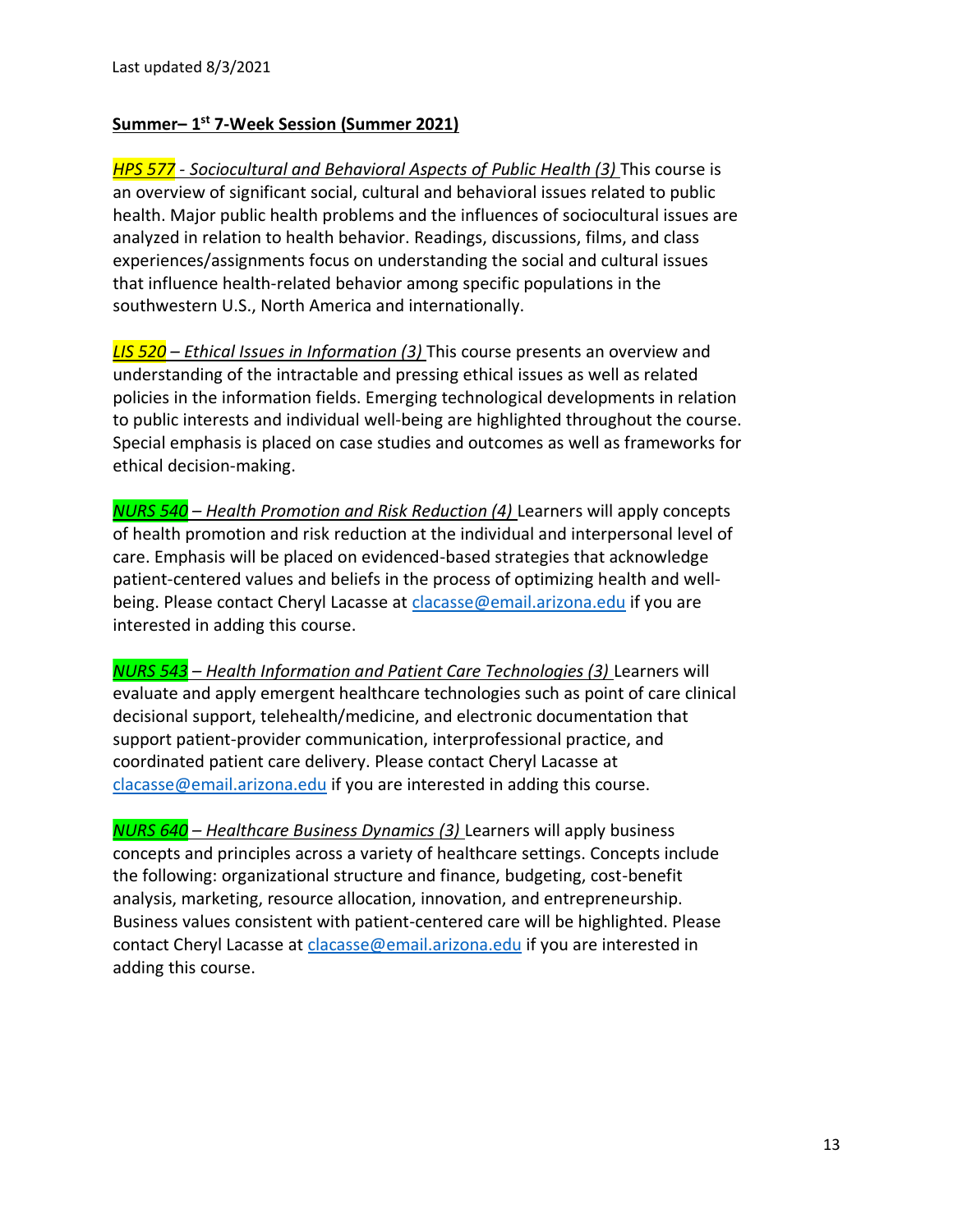Last updated 8/3/2021

**Summer– 1st 7-Week Session (Summer 2021)**

*HPS 577 - Sociocultural and Behavioral Aspects of Public Health (3)* This course is an overview of significant social, cultural and behavioral issues related to public health. Major public health problems and the influences of sociocultural issues are analyzed in relation to health behavior. Readings, discussions, films, and class experiences/assignments focus on understanding the social and cultural issues that influence health-related behavior among specific populations in the southwestern U.S., North America and internationally.

*LIS 520 – Ethical Issues in Information (3)* This course presents an overview and understanding of the intractable and pressing ethical issues as well as related policies in the information fields. Emerging technological developments in relation to public interests and individual well-being are highlighted throughout the course. Special emphasis is placed on case studies and outcomes as well as frameworks for ethical decision-making.

*NURS 540 – Health Promotion and Risk Reduction (4)* Learners will apply concepts of health promotion and risk reduction at the individual and interpersonal level of care. Emphasis will be placed on evidenced-based strategies that acknowledge patient-centered values and beliefs in the process of optimizing health and well-being. Please contact Cheryl Lacasse at clacasse@email.arizona.edu if you are interested in adding this course.

*NURS 543 – Health Information and Patient Care Technologies (3)* Learners will evaluate and apply emergent healthcare technologies such as point of care clinical decisional support, telehealth/medicine, and electronic documentation that support patient-provider communication, interprofessional practice, and coordinated patient care delivery. Please contact Cheryl Lacasse at clacasse@email.arizona.edu if you are interested in adding this course.

*NURS 640 – Healthcare Business Dynamics (3)* Learners will apply business concepts and principles across a variety of healthcare settings. Concepts include the following: organizational structure and finance, budgeting, cost-benefit analysis, marketing, resource allocation, innovation, and entrepreneurship. Business values consistent with patient-centered care will be highlighted. Please contact Cheryl Lacasse at clacasse@email.arizona.edu if you are interested in adding this course.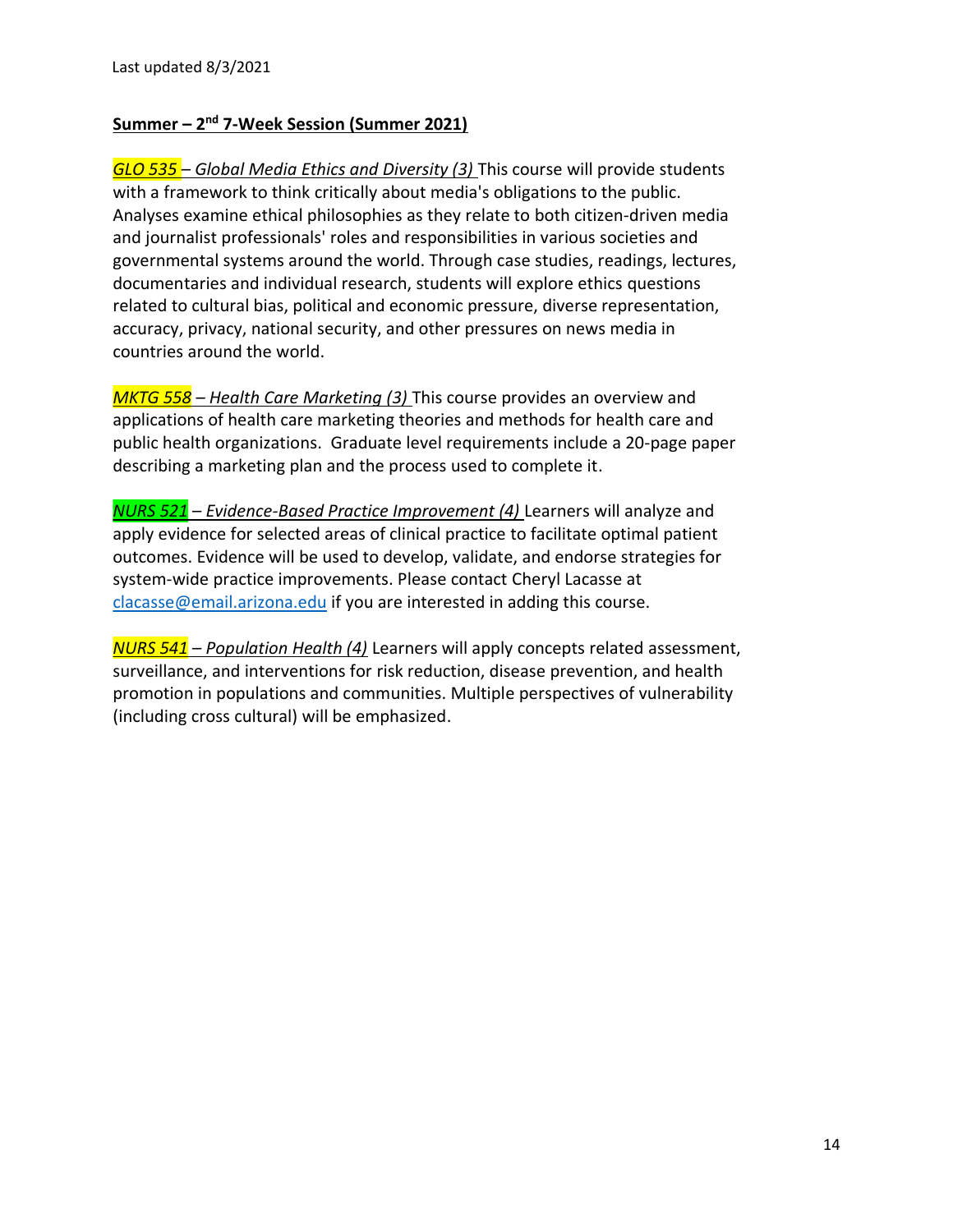Last updated 8/3/2021

**Summer – 2nd 7-Week Session (Summer 2021)**

*GLO 535 – Global Media Ethics and Diversity (3)* This course will provide students with a framework to think critically about media's obligations to the public. Analyses examine ethical philosophies as they relate to both citizen-driven media and journalist professionals' roles and responsibilities in various societies and governmental systems around the world. Through case studies, readings, lectures, documentaries and individual research, students will explore ethics questions related to cultural bias, political and economic pressure, diverse representation, accuracy, privacy, national security, and other pressures on news media in countries around the world.

*MKTG 558 – Health Care Marketing (3)* This course provides an overview and applications of health care marketing theories and methods for health care and public health organizations. Graduate level requirements include a 20-page paper describing a marketing plan and the process used to complete it.

*NURS 521 – Evidence-Based Practice Improvement (4)* Learners will analyze and apply evidence for selected areas of clinical practice to facilitate optimal patient outcomes. Evidence will be used to develop, validate, and endorse strategies for system-wide practice improvements. Please contact Cheryl Lacasse at clacasse@email.arizona.edu if you are interested in adding this course.

*NURS 541 – Population Health (4)* Learners will apply concepts related assessment, surveillance, and interventions for risk reduction, disease prevention, and health promotion in populations and communities. Multiple perspectives of vulnerability (including cross cultural) will be emphasized.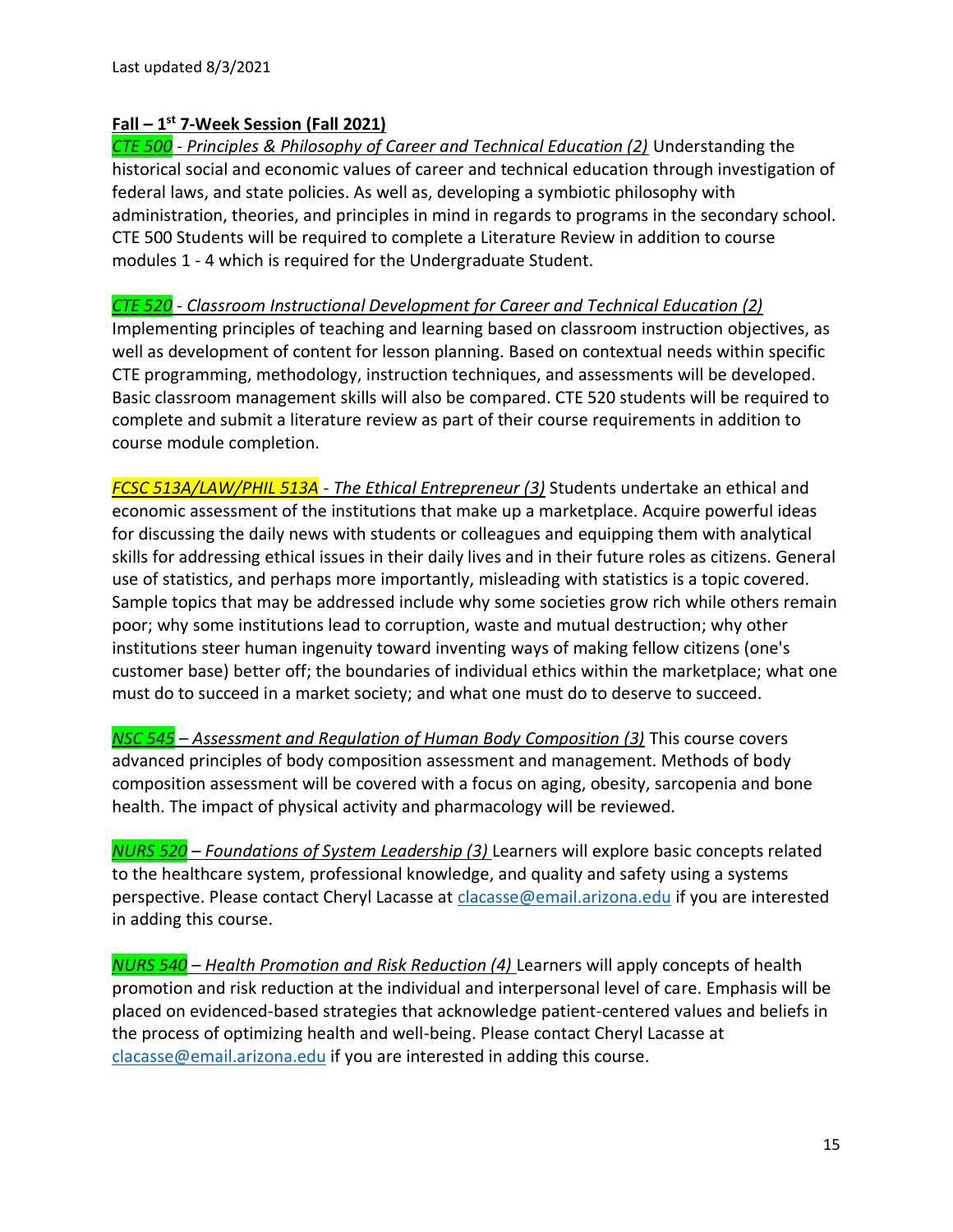Last updated 8/3/2021

**Fall – 1st 7-Week Session (Fall 2021)**

*CTE 500 - Principles & Philosophy of Career and Technical Education (2)* Understanding the historical social and economic values of career and technical education through investigation of federal laws, and state policies. As well as, developing a symbiotic philosophy with administration, theories, and principles in mind in regards to programs in the secondary school. CTE 500 Students will be required to complete a Literature Review in addition to course modules 1 - 4 which is required for the Undergraduate Student.

*CTE 520 - Classroom Instructional Development for Career and Technical Education (2)* Implementing principles of teaching and learning based on classroom instruction objectives, as well as development of content for lesson planning. Based on contextual needs within specific CTE programming, methodology, instruction techniques, and assessments will be developed. Basic classroom management skills will also be compared. CTE 520 students will be required to complete and submit a literature review as part of their course requirements in addition to course module completion.

*FCSC 513A/LAW/PHIL 513A - The Ethical Entrepreneur (3)* Students undertake an ethical and economic assessment of the institutions that make up a marketplace. Acquire powerful ideas for discussing the daily news with students or colleagues and equipping them with analytical skills for addressing ethical issues in their daily lives and in their future roles as citizens. General use of statistics, and perhaps more importantly, misleading with statistics is a topic covered. Sample topics that may be addressed include why some societies grow rich while others remain poor; why some institutions lead to corruption, waste and mutual destruction; why other institutions steer human ingenuity toward inventing ways of making fellow citizens (one's customer base) better off; the boundaries of individual ethics within the marketplace; what one must do to succeed in a market society; and what one must do to deserve to succeed.

*NSC 545 – Assessment and Regulation of Human Body Composition (3)* This course covers advanced principles of body composition assessment and management. Methods of body composition assessment will be covered with a focus on aging, obesity, sarcopenia and bone health. The impact of physical activity and pharmacology will be reviewed.

*NURS 520 – Foundations of System Leadership (3)* Learners will explore basic concepts related to the healthcare system, professional knowledge, and quality and safety using a systems perspective. Please contact Cheryl Lacasse at clacasse@email.arizona.edu if you are interested in adding this course.

*NURS 540 – Health Promotion and Risk Reduction (4)* Learners will apply concepts of health promotion and risk reduction at the individual and interpersonal level of care. Emphasis will be placed on evidenced-based strategies that acknowledge patient-centered values and beliefs in the process of optimizing health and well-being. Please contact Cheryl Lacasse at clacasse@email.arizona.edu if you are interested in adding this course.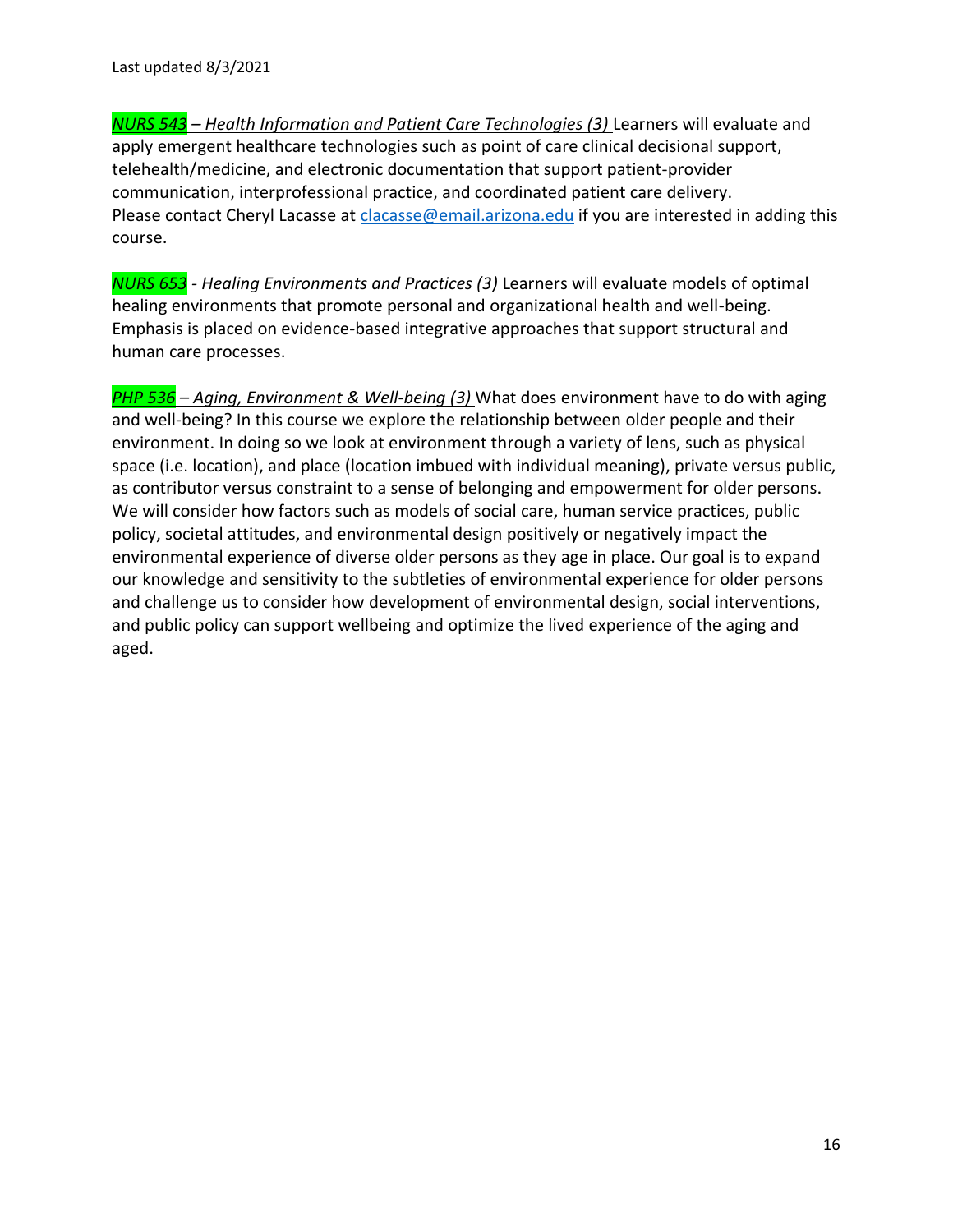Last updated 8/3/2021

***NURS 543*** *– Health Information and Patient Care Technologies (3)* Learners will evaluate and apply emergent healthcare technologies such as point of care clinical decisional support, telehealth/medicine, and electronic documentation that support patient-provider communication, interprofessional practice, and coordinated patient care delivery. Please contact Cheryl Lacasse at [clacasse@email.arizona.edu](mailto:clacasse@email.arizona.edu) if you are interested in adding this course.

***NURS 653*** *- Healing Environments and Practices (3)* Learners will evaluate models of optimal healing environments that promote personal and organizational health and well-being. Emphasis is placed on evidence-based integrative approaches that support structural and human care processes.

***PHP 536*** *– Aging, Environment & Well-being (3)* What does environment have to do with aging and well-being? In this course we explore the relationship between older people and their environment. In doing so we look at environment through a variety of lens, such as physical space (i.e. location), and place (location imbued with individual meaning), private versus public, as contributor versus constraint to a sense of belonging and empowerment for older persons. We will consider how factors such as models of social care, human service practices, public policy, societal attitudes, and environmental design positively or negatively impact the environmental experience of diverse older persons as they age in place. Our goal is to expand our knowledge and sensitivity to the subtleties of environmental experience for older persons and challenge us to consider how development of environmental design, social interventions, and public policy can support wellbeing and optimize the lived experience of the aging and aged.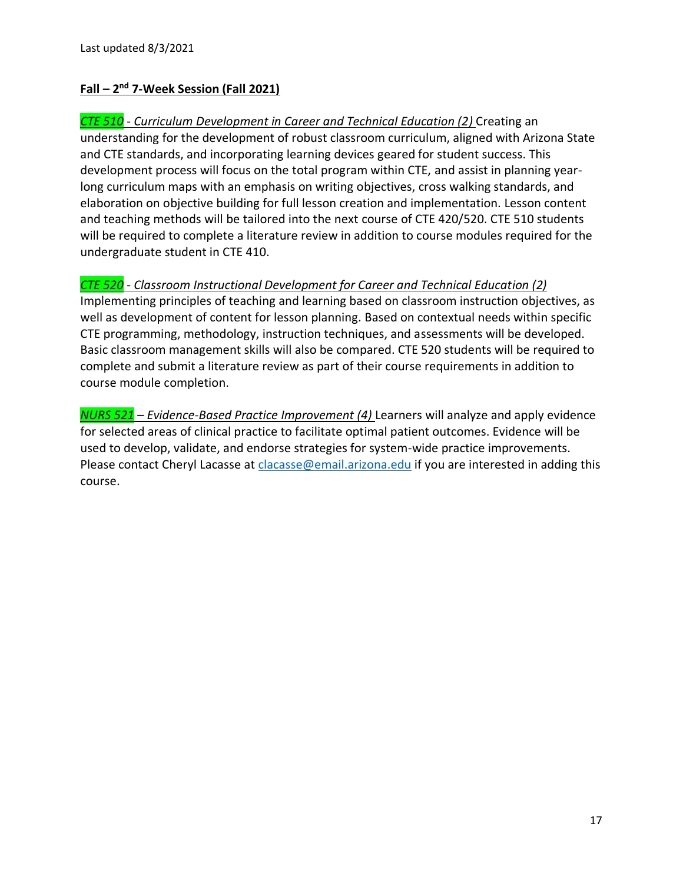Last updated 8/3/2021

**Fall – 2nd 7-Week Session (Fall 2021)**

*CTE 510 - Curriculum Development in Career and Technical Education (2)* Creating an understanding for the development of robust classroom curriculum, aligned with Arizona State and CTE standards, and incorporating learning devices geared for student success. This development process will focus on the total program within CTE, and assist in planning year-long curriculum maps with an emphasis on writing objectives, cross walking standards, and elaboration on objective building for full lesson creation and implementation. Lesson content and teaching methods will be tailored into the next course of CTE 420/520. CTE 510 students will be required to complete a literature review in addition to course modules required for the undergraduate student in CTE 410.

*CTE 520 - Classroom Instructional Development for Career and Technical Education (2)* Implementing principles of teaching and learning based on classroom instruction objectives, as well as development of content for lesson planning. Based on contextual needs within specific CTE programming, methodology, instruction techniques, and assessments will be developed. Basic classroom management skills will also be compared. CTE 520 students will be required to complete and submit a literature review as part of their course requirements in addition to course module completion.

*NURS 521 – Evidence-Based Practice Improvement (4)* Learners will analyze and apply evidence for selected areas of clinical practice to facilitate optimal patient outcomes. Evidence will be used to develop, validate, and endorse strategies for system-wide practice improvements. Please contact Cheryl Lacasse at clacasse@email.arizona.edu if you are interested in adding this course.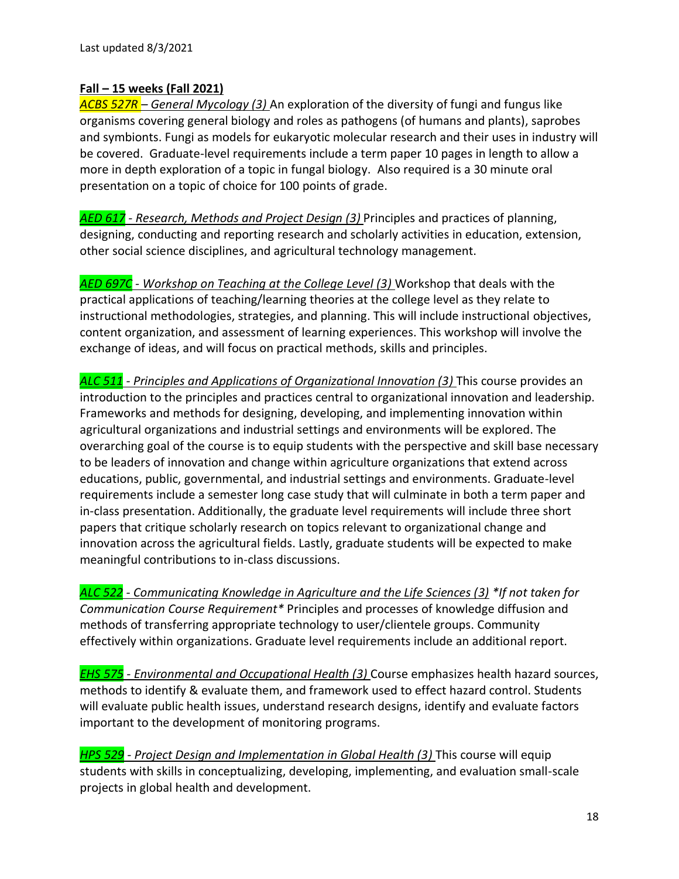Last updated 8/3/2021

**<u>Fall – 15 weeks (Fall 2021)</u>**

*<u>ACBS 527R – General Mycology (3)</u>* An exploration of the diversity of fungi and fungus like organisms covering general biology and roles as pathogens (of humans and plants), saprobes and symbionts. Fungi as models for eukaryotic molecular research and their uses in industry will be covered. Graduate-level requirements include a term paper 10 pages in length to allow a more in depth exploration of a topic in fungal biology. Also required is a 30 minute oral presentation on a topic of choice for 100 points of grade.

*<u>AED 617 - Research, Methods and Project Design (3)</u>* Principles and practices of planning, designing, conducting and reporting research and scholarly activities in education, extension, other social science disciplines, and agricultural technology management.

*<u>AED 697C - Workshop on Teaching at the College Level (3)</u>* Workshop that deals with the practical applications of teaching/learning theories at the college level as they relate to instructional methodologies, strategies, and planning. This will include instructional objectives, content organization, and assessment of learning experiences. This workshop will involve the exchange of ideas, and will focus on practical methods, skills and principles.

*<u>ALC 511 - Principles and Applications of Organizational Innovation (3)</u>* This course provides an introduction to the principles and practices central to organizational innovation and leadership. Frameworks and methods for designing, developing, and implementing innovation within agricultural organizations and industrial settings and environments will be explored. The overarching goal of the course is to equip students with the perspective and skill base necessary to be leaders of innovation and change within agriculture organizations that extend across educations, public, governmental, and industrial settings and environments. Graduate-level requirements include a semester long case study that will culminate in both a term paper and in-class presentation. Additionally, the graduate level requirements will include three short papers that critique scholarly research on topics relevant to organizational change and innovation across the agricultural fields. Lastly, graduate students will be expected to make meaningful contributions to in-class discussions.

*<u>ALC 522 - Communicating Knowledge in Agriculture and the Life Sciences (3)</u>* *\*If not taken for Communication Course Requirement\** Principles and processes of knowledge diffusion and methods of transferring appropriate technology to user/clientele groups. Community effectively within organizations. Graduate level requirements include an additional report.

*<u>EHS 575 - Environmental and Occupational Health (3)</u>* Course emphasizes health hazard sources, methods to identify & evaluate them, and framework used to effect hazard control. Students will evaluate public health issues, understand research designs, identify and evaluate factors important to the development of monitoring programs.

*<u>HPS 529 - Project Design and Implementation in Global Health (3)</u>* This course will equip students with skills in conceptualizing, developing, implementing, and evaluation small-scale projects in global health and development.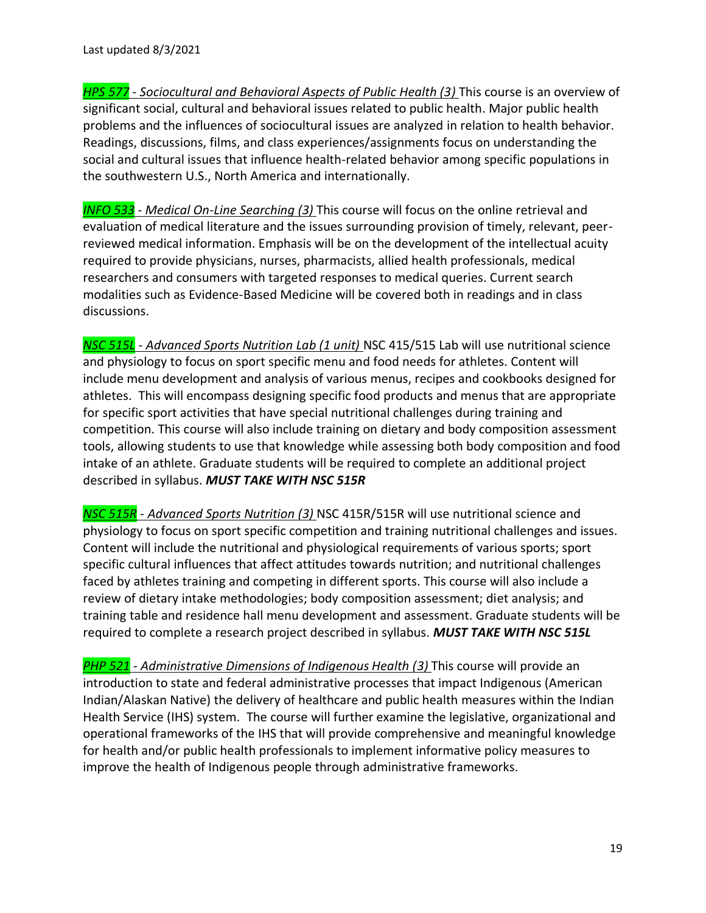***HPS 577*** *- Sociocultural and Behavioral Aspects of Public Health (3)* This course is an overview of significant social, cultural and behavioral issues related to public health. Major public health problems and the influences of sociocultural issues are analyzed in relation to health behavior. Readings, discussions, films, and class experiences/assignments focus on understanding the social and cultural issues that influence health-related behavior among specific populations in the southwestern U.S., North America and internationally.

***INFO 533*** *- Medical On-Line Searching (3)* This course will focus on the online retrieval and evaluation of medical literature and the issues surrounding provision of timely, relevant, peer-reviewed medical information. Emphasis will be on the development of the intellectual acuity required to provide physicians, nurses, pharmacists, allied health professionals, medical researchers and consumers with targeted responses to medical queries. Current search modalities such as Evidence-Based Medicine will be covered both in readings and in class discussions.

***NSC 515L*** *- Advanced Sports Nutrition Lab (1 unit)* NSC 415/515 Lab will use nutritional science and physiology to focus on sport specific menu and food needs for athletes. Content will include menu development and analysis of various menus, recipes and cookbooks designed for athletes. This will encompass designing specific food products and menus that are appropriate for specific sport activities that have special nutritional challenges during training and competition. This course will also include training on dietary and body composition assessment tools, allowing students to use that knowledge while assessing both body composition and food intake of an athlete. Graduate students will be required to complete an additional project described in syllabus. ***MUST TAKE WITH NSC 515R***

***NSC 515R*** *- Advanced Sports Nutrition (3)* NSC 415R/515R will use nutritional science and physiology to focus on sport specific competition and training nutritional challenges and issues. Content will include the nutritional and physiological requirements of various sports; sport specific cultural influences that affect attitudes towards nutrition; and nutritional challenges faced by athletes training and competing in different sports. This course will also include a review of dietary intake methodologies; body composition assessment; diet analysis; and training table and residence hall menu development and assessment. Graduate students will be required to complete a research project described in syllabus. ***MUST TAKE WITH NSC 515L***

***PHP 521*** *- Administrative Dimensions of Indigenous Health (3)* This course will provide an introduction to state and federal administrative processes that impact Indigenous (American Indian/Alaskan Native) the delivery of healthcare and public health measures within the Indian Health Service (IHS) system. The course will further examine the legislative, organizational and operational frameworks of the IHS that will provide comprehensive and meaningful knowledge for health and/or public health professionals to implement informative policy measures to improve the health of Indigenous people through administrative frameworks.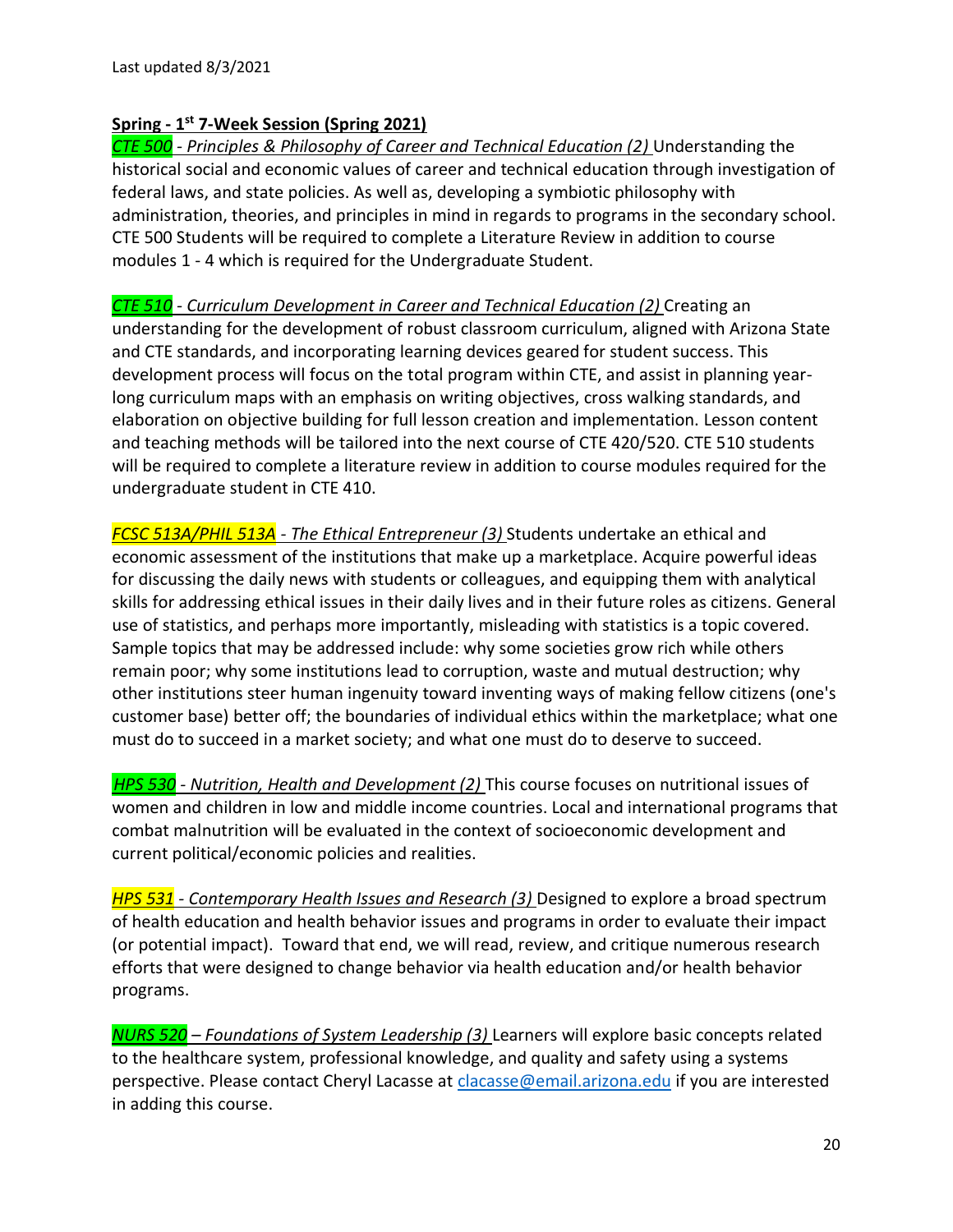Last updated 8/3/2021

**Spring - 1st 7-Week Session (Spring 2021)**

*CTE 500 - Principles & Philosophy of Career and Technical Education (2)* Understanding the historical social and economic values of career and technical education through investigation of federal laws, and state policies. As well as, developing a symbiotic philosophy with administration, theories, and principles in mind in regards to programs in the secondary school. CTE 500 Students will be required to complete a Literature Review in addition to course modules 1 - 4 which is required for the Undergraduate Student.

*CTE 510 - Curriculum Development in Career and Technical Education (2)* Creating an understanding for the development of robust classroom curriculum, aligned with Arizona State and CTE standards, and incorporating learning devices geared for student success. This development process will focus on the total program within CTE, and assist in planning year-long curriculum maps with an emphasis on writing objectives, cross walking standards, and elaboration on objective building for full lesson creation and implementation. Lesson content and teaching methods will be tailored into the next course of CTE 420/520. CTE 510 students will be required to complete a literature review in addition to course modules required for the undergraduate student in CTE 410.

*FCSC 513A/PHIL 513A - The Ethical Entrepreneur (3)* Students undertake an ethical and economic assessment of the institutions that make up a marketplace. Acquire powerful ideas for discussing the daily news with students or colleagues, and equipping them with analytical skills for addressing ethical issues in their daily lives and in their future roles as citizens. General use of statistics, and perhaps more importantly, misleading with statistics is a topic covered. Sample topics that may be addressed include: why some societies grow rich while others remain poor; why some institutions lead to corruption, waste and mutual destruction; why other institutions steer human ingenuity toward inventing ways of making fellow citizens (one's customer base) better off; the boundaries of individual ethics within the marketplace; what one must do to succeed in a market society; and what one must do to deserve to succeed.

*HPS 530 - Nutrition, Health and Development (2)* This course focuses on nutritional issues of women and children in low and middle income countries. Local and international programs that combat malnutrition will be evaluated in the context of socioeconomic development and current political/economic policies and realities.

*HPS 531 - Contemporary Health Issues and Research (3)* Designed to explore a broad spectrum of health education and health behavior issues and programs in order to evaluate their impact (or potential impact). Toward that end, we will read, review, and critique numerous research efforts that were designed to change behavior via health education and/or health behavior programs.

*NURS 520 – Foundations of System Leadership (3)* Learners will explore basic concepts related to the healthcare system, professional knowledge, and quality and safety using a systems perspective. Please contact Cheryl Lacasse at clacasse@email.arizona.edu if you are interested in adding this course.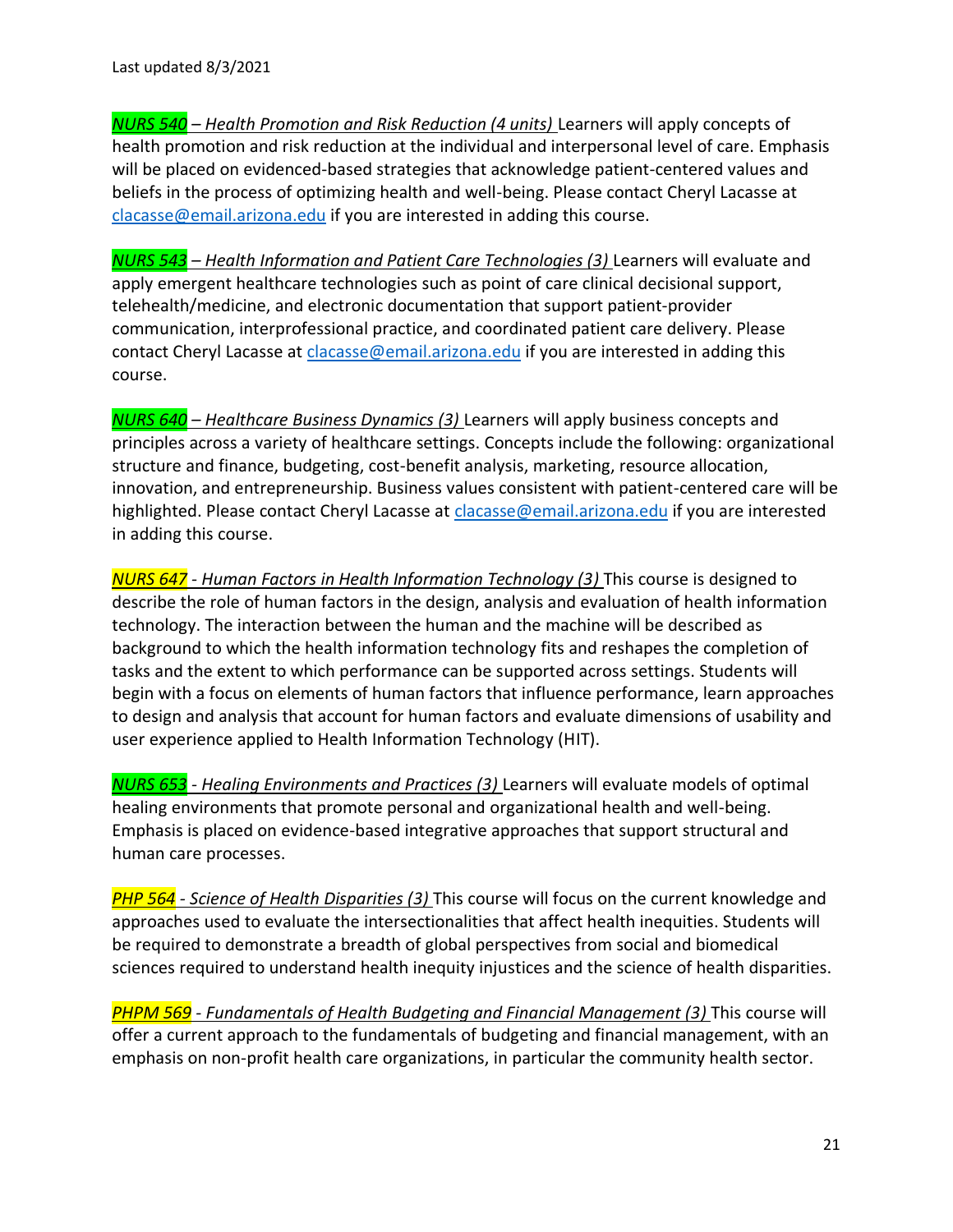Last updated 8/3/2021

*NURS 540 – Health Promotion and Risk Reduction (4 units)* Learners will apply concepts of health promotion and risk reduction at the individual and interpersonal level of care. Emphasis will be placed on evidenced-based strategies that acknowledge patient-centered values and beliefs in the process of optimizing health and well-being. Please contact Cheryl Lacasse at clacasse@email.arizona.edu if you are interested in adding this course.

*NURS 543 – Health Information and Patient Care Technologies (3)* Learners will evaluate and apply emergent healthcare technologies such as point of care clinical decisional support, telehealth/medicine, and electronic documentation that support patient-provider communication, interprofessional practice, and coordinated patient care delivery. Please contact Cheryl Lacasse at clacasse@email.arizona.edu if you are interested in adding this course.

*NURS 640 – Healthcare Business Dynamics (3)* Learners will apply business concepts and principles across a variety of healthcare settings. Concepts include the following: organizational structure and finance, budgeting, cost-benefit analysis, marketing, resource allocation, innovation, and entrepreneurship. Business values consistent with patient-centered care will be highlighted. Please contact Cheryl Lacasse at clacasse@email.arizona.edu if you are interested in adding this course.

*NURS 647 - Human Factors in Health Information Technology (3)* This course is designed to describe the role of human factors in the design, analysis and evaluation of health information technology. The interaction between the human and the machine will be described as background to which the health information technology fits and reshapes the completion of tasks and the extent to which performance can be supported across settings. Students will begin with a focus on elements of human factors that influence performance, learn approaches to design and analysis that account for human factors and evaluate dimensions of usability and user experience applied to Health Information Technology (HIT).

*NURS 653 - Healing Environments and Practices (3)* Learners will evaluate models of optimal healing environments that promote personal and organizational health and well-being. Emphasis is placed on evidence-based integrative approaches that support structural and human care processes.

*PHP 564 - Science of Health Disparities (3)* This course will focus on the current knowledge and approaches used to evaluate the intersectionalities that affect health inequities. Students will be required to demonstrate a breadth of global perspectives from social and biomedical sciences required to understand health inequity injustices and the science of health disparities.

*PHPM 569 - Fundamentals of Health Budgeting and Financial Management (3)* This course will offer a current approach to the fundamentals of budgeting and financial management, with an emphasis on non-profit health care organizations, in particular the community health sector.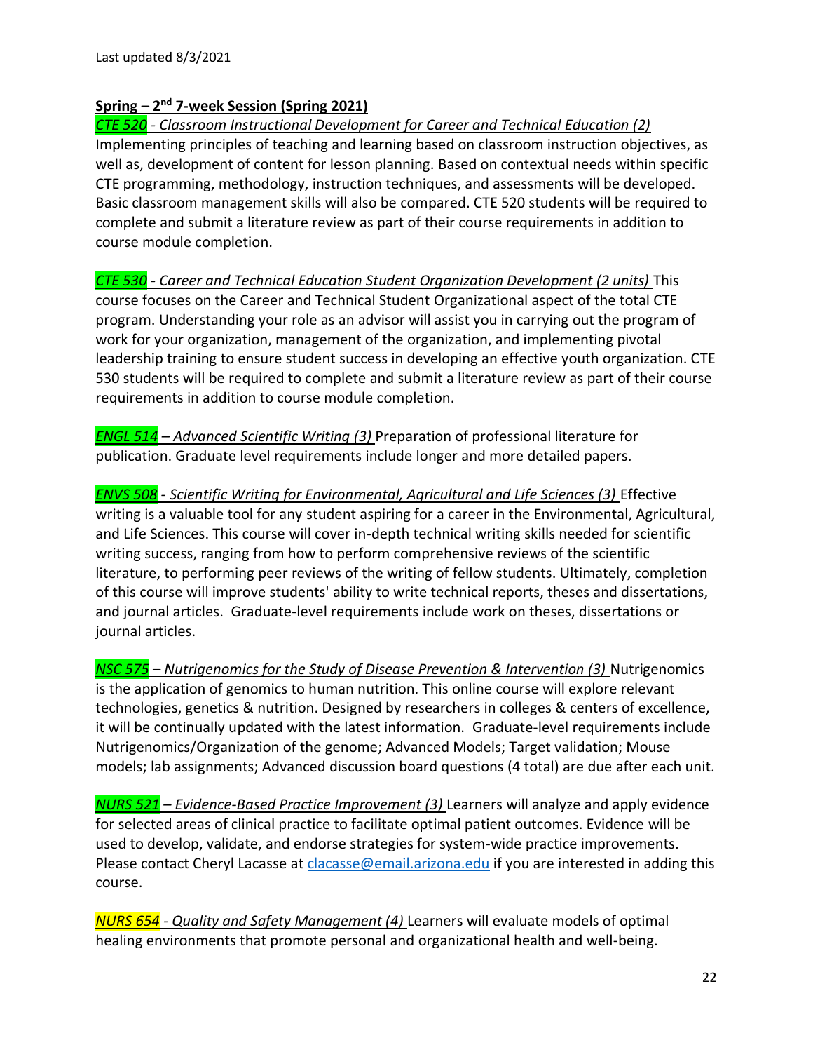Last updated 8/3/2021

**Spring – 2nd 7-week Session (Spring 2021)**

*CTE 520 - Classroom Instructional Development for Career and Technical Education (2)*
Implementing principles of teaching and learning based on classroom instruction objectives, as well as, development of content for lesson planning. Based on contextual needs within specific CTE programming, methodology, instruction techniques, and assessments will be developed. Basic classroom management skills will also be compared. CTE 520 students will be required to complete and submit a literature review as part of their course requirements in addition to course module completion.

*CTE 530 - Career and Technical Education Student Organization Development (2 units)* This course focuses on the Career and Technical Student Organizational aspect of the total CTE program. Understanding your role as an advisor will assist you in carrying out the program of work for your organization, management of the organization, and implementing pivotal leadership training to ensure student success in developing an effective youth organization. CTE 530 students will be required to complete and submit a literature review as part of their course requirements in addition to course module completion.

*ENGL 514 – Advanced Scientific Writing (3)* Preparation of professional literature for publication. Graduate level requirements include longer and more detailed papers.

*ENVS 508 - Scientific Writing for Environmental, Agricultural and Life Sciences (3)* Effective writing is a valuable tool for any student aspiring for a career in the Environmental, Agricultural, and Life Sciences. This course will cover in-depth technical writing skills needed for scientific writing success, ranging from how to perform comprehensive reviews of the scientific literature, to performing peer reviews of the writing of fellow students. Ultimately, completion of this course will improve students' ability to write technical reports, theses and dissertations, and journal articles. Graduate-level requirements include work on theses, dissertations or journal articles.

*NSC 575 – Nutrigenomics for the Study of Disease Prevention & Intervention (3)* Nutrigenomics is the application of genomics to human nutrition. This online course will explore relevant technologies, genetics & nutrition. Designed by researchers in colleges & centers of excellence, it will be continually updated with the latest information. Graduate-level requirements include Nutrigenomics/Organization of the genome; Advanced Models; Target validation; Mouse models; lab assignments; Advanced discussion board questions (4 total) are due after each unit.

*NURS 521 – Evidence-Based Practice Improvement (3)* Learners will analyze and apply evidence for selected areas of clinical practice to facilitate optimal patient outcomes. Evidence will be used to develop, validate, and endorse strategies for system-wide practice improvements. Please contact Cheryl Lacasse at clacasse@email.arizona.edu if you are interested in adding this course.

*NURS 654 - Quality and Safety Management (4)* Learners will evaluate models of optimal healing environments that promote personal and organizational health and well-being.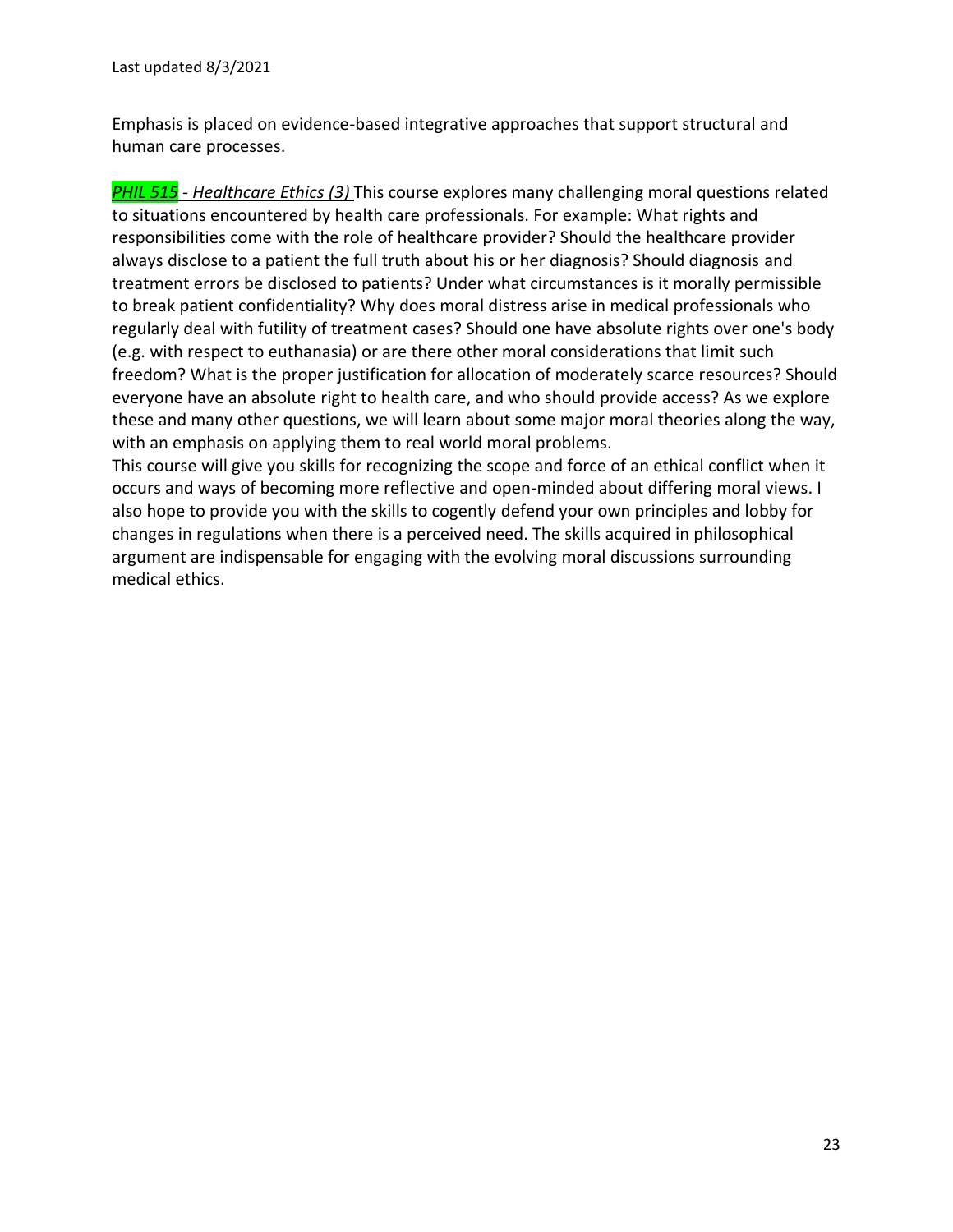Emphasis is placed on evidence-based integrative approaches that support structural and human care processes.

***PHIL 515** - Healthcare Ethics (3)* This course explores many challenging moral questions related to situations encountered by health care professionals. For example: What rights and responsibilities come with the role of healthcare provider? Should the healthcare provider always disclose to a patient the full truth about his or her diagnosis? Should diagnosis and treatment errors be disclosed to patients? Under what circumstances is it morally permissible to break patient confidentiality? Why does moral distress arise in medical professionals who regularly deal with futility of treatment cases? Should one have absolute rights over one's body (e.g. with respect to euthanasia) or are there other moral considerations that limit such freedom? What is the proper justification for allocation of moderately scarce resources? Should everyone have an absolute right to health care, and who should provide access? As we explore these and many other questions, we will learn about some major moral theories along the way, with an emphasis on applying them to real world moral problems.
This course will give you skills for recognizing the scope and force of an ethical conflict when it occurs and ways of becoming more reflective and open-minded about differing moral views. I also hope to provide you with the skills to cogently defend your own principles and lobby for changes in regulations when there is a perceived need. The skills acquired in philosophical argument are indispensable for engaging with the evolving moral discussions surrounding medical ethics.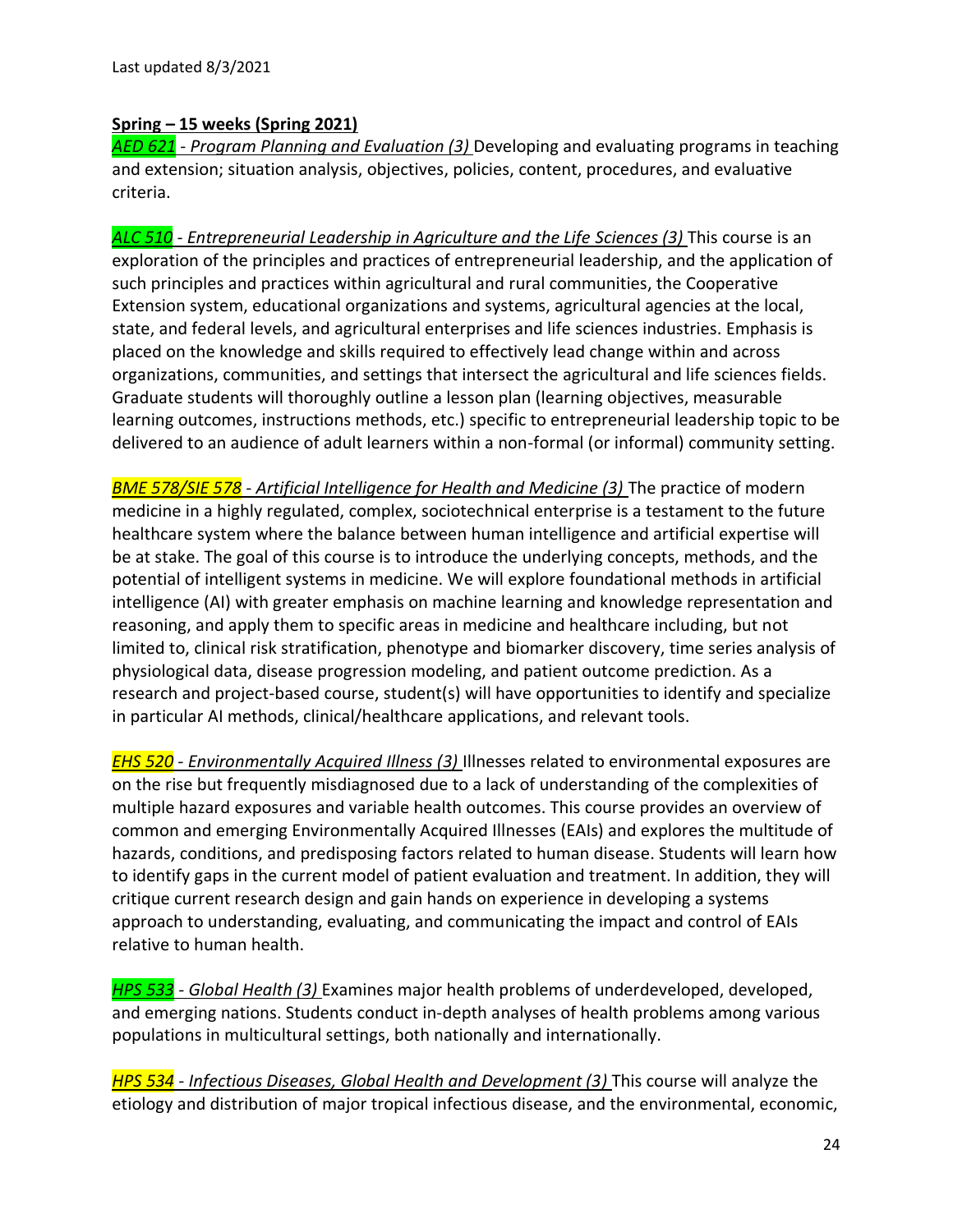Last updated 8/3/2021

**Spring – 15 weeks (Spring 2021)**

***AED 621** - Program Planning and Evaluation (3)* Developing and evaluating programs in teaching and extension; situation analysis, objectives, policies, content, procedures, and evaluative criteria.

***ALC 510** - Entrepreneurial Leadership in Agriculture and the Life Sciences (3)* This course is an exploration of the principles and practices of entrepreneurial leadership, and the application of such principles and practices within agricultural and rural communities, the Cooperative Extension system, educational organizations and systems, agricultural agencies at the local, state, and federal levels, and agricultural enterprises and life sciences industries. Emphasis is placed on the knowledge and skills required to effectively lead change within and across organizations, communities, and settings that intersect the agricultural and life sciences fields. Graduate students will thoroughly outline a lesson plan (learning objectives, measurable learning outcomes, instructions methods, etc.) specific to entrepreneurial leadership topic to be delivered to an audience of adult learners within a non-formal (or informal) community setting.

***BME 578/SIE 578** - Artificial Intelligence for Health and Medicine (3)* The practice of modern medicine in a highly regulated, complex, sociotechnical enterprise is a testament to the future healthcare system where the balance between human intelligence and artificial expertise will be at stake. The goal of this course is to introduce the underlying concepts, methods, and the potential of intelligent systems in medicine. We will explore foundational methods in artificial intelligence (AI) with greater emphasis on machine learning and knowledge representation and reasoning, and apply them to specific areas in medicine and healthcare including, but not limited to, clinical risk stratification, phenotype and biomarker discovery, time series analysis of physiological data, disease progression modeling, and patient outcome prediction. As a research and project-based course, student(s) will have opportunities to identify and specialize in particular AI methods, clinical/healthcare applications, and relevant tools.

***EHS 520** - Environmentally Acquired Illness (3)* Illnesses related to environmental exposures are on the rise but frequently misdiagnosed due to a lack of understanding of the complexities of multiple hazard exposures and variable health outcomes. This course provides an overview of common and emerging Environmentally Acquired Illnesses (EAIs) and explores the multitude of hazards, conditions, and predisposing factors related to human disease. Students will learn how to identify gaps in the current model of patient evaluation and treatment. In addition, they will critique current research design and gain hands on experience in developing a systems approach to understanding, evaluating, and communicating the impact and control of EAIs relative to human health.

***HPS 533** - Global Health (3)* Examines major health problems of underdeveloped, developed, and emerging nations. Students conduct in-depth analyses of health problems among various populations in multicultural settings, both nationally and internationally.

***HPS 534** - Infectious Diseases, Global Health and Development (3)* This course will analyze the etiology and distribution of major tropical infectious disease, and the environmental, economic,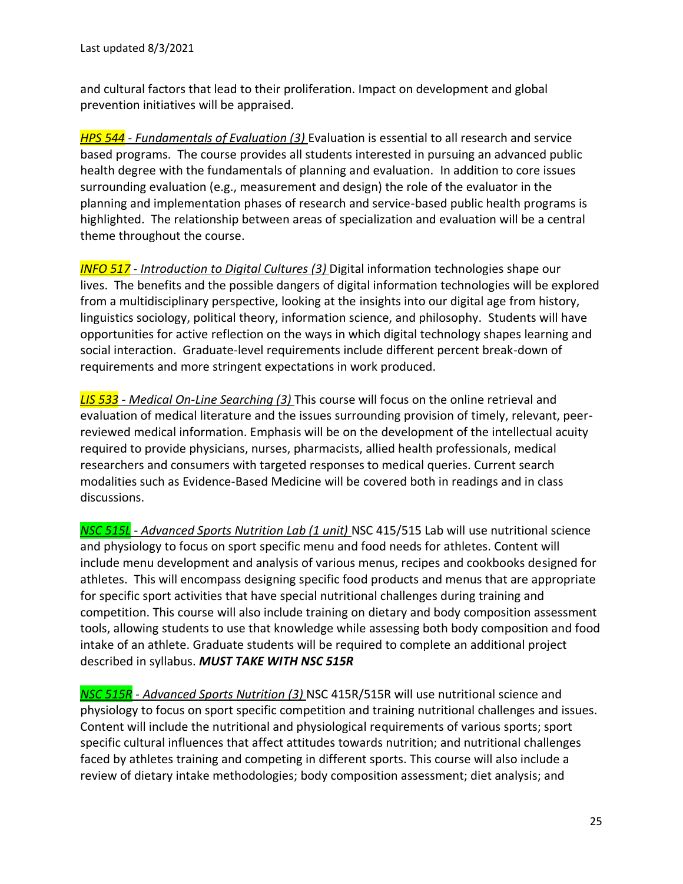and cultural factors that lead to their proliferation. Impact on development and global prevention initiatives will be appraised.

***HPS 544** - Fundamentals of Evaluation (3)* Evaluation is essential to all research and service based programs. The course provides all students interested in pursuing an advanced public health degree with the fundamentals of planning and evaluation. In addition to core issues surrounding evaluation (e.g., measurement and design) the role of the evaluator in the planning and implementation phases of research and service-based public health programs is highlighted. The relationship between areas of specialization and evaluation will be a central theme throughout the course.

***INFO 517** - Introduction to Digital Cultures (3)* Digital information technologies shape our lives. The benefits and the possible dangers of digital information technologies will be explored from a multidisciplinary perspective, looking at the insights into our digital age from history, linguistics sociology, political theory, information science, and philosophy. Students will have opportunities for active reflection on the ways in which digital technology shapes learning and social interaction. Graduate-level requirements include different percent break-down of requirements and more stringent expectations in work produced.

***LIS 533** - Medical On-Line Searching (3)* This course will focus on the online retrieval and evaluation of medical literature and the issues surrounding provision of timely, relevant, peer-reviewed medical information. Emphasis will be on the development of the intellectual acuity required to provide physicians, nurses, pharmacists, allied health professionals, medical researchers and consumers with targeted responses to medical queries. Current search modalities such as Evidence-Based Medicine will be covered both in readings and in class discussions.

***NSC 515L** - Advanced Sports Nutrition Lab (1 unit)* NSC 415/515 Lab will use nutritional science and physiology to focus on sport specific menu and food needs for athletes. Content will include menu development and analysis of various menus, recipes and cookbooks designed for athletes. This will encompass designing specific food products and menus that are appropriate for specific sport activities that have special nutritional challenges during training and competition. This course will also include training on dietary and body composition assessment tools, allowing students to use that knowledge while assessing both body composition and food intake of an athlete. Graduate students will be required to complete an additional project described in syllabus. ***MUST TAKE WITH NSC 515R***

***NSC 515R** - Advanced Sports Nutrition (3)* NSC 415R/515R will use nutritional science and physiology to focus on sport specific competition and training nutritional challenges and issues. Content will include the nutritional and physiological requirements of various sports; sport specific cultural influences that affect attitudes towards nutrition; and nutritional challenges faced by athletes training and competing in different sports. This course will also include a review of dietary intake methodologies; body composition assessment; diet analysis; and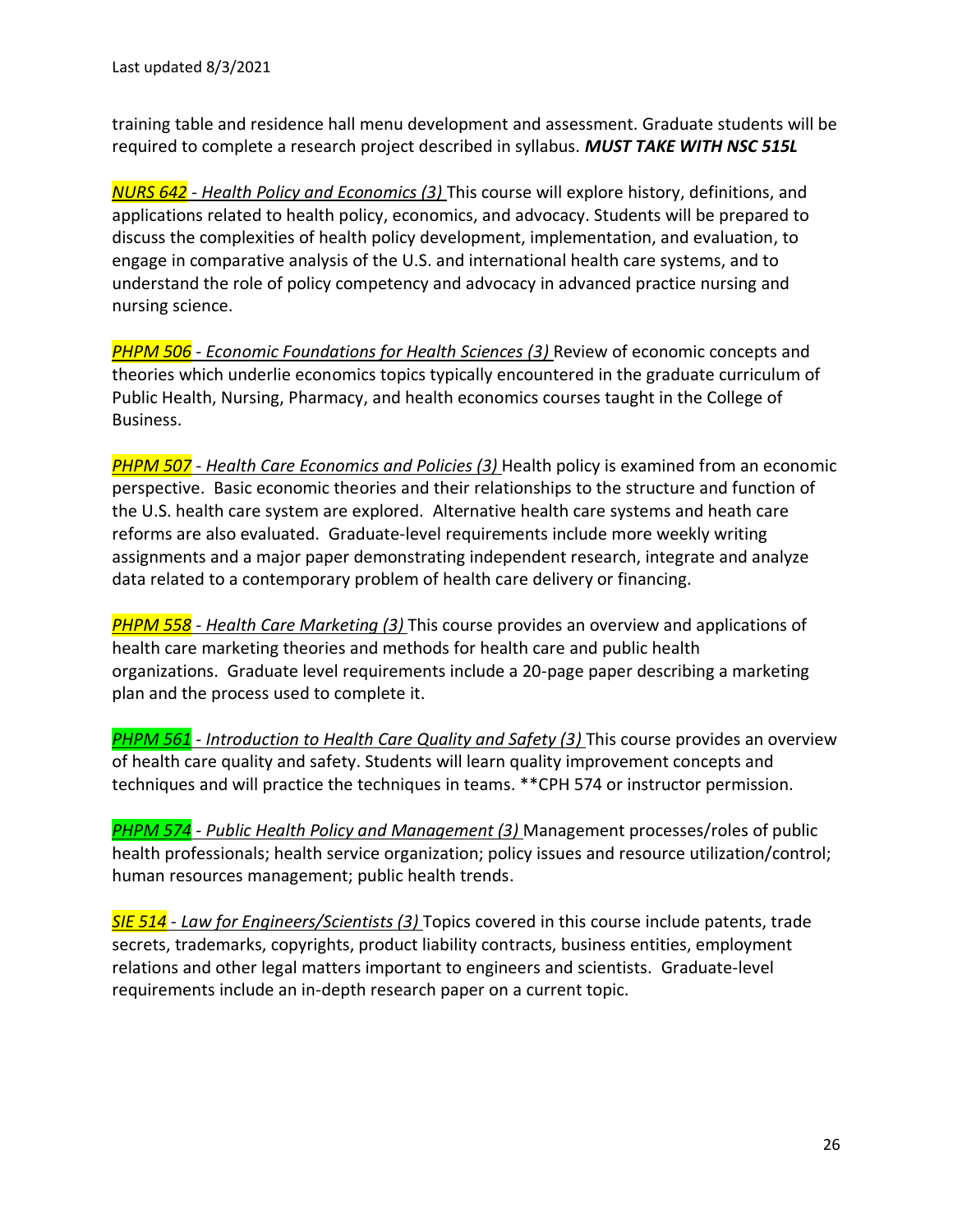training table and residence hall menu development and assessment. Graduate students will be required to complete a research project described in syllabus. ***MUST TAKE WITH NSC 515L***

***NURS 642** - Health Policy and Economics (3)* This course will explore history, definitions, and applications related to health policy, economics, and advocacy. Students will be prepared to discuss the complexities of health policy development, implementation, and evaluation, to engage in comparative analysis of the U.S. and international health care systems, and to understand the role of policy competency and advocacy in advanced practice nursing and nursing science.

***PHPM 506** - Economic Foundations for Health Sciences (3)* Review of economic concepts and theories which underlie economics topics typically encountered in the graduate curriculum of Public Health, Nursing, Pharmacy, and health economics courses taught in the College of Business.

***PHPM 507** - Health Care Economics and Policies (3)* Health policy is examined from an economic perspective. Basic economic theories and their relationships to the structure and function of the U.S. health care system are explored. Alternative health care systems and heath care reforms are also evaluated. Graduate-level requirements include more weekly writing assignments and a major paper demonstrating independent research, integrate and analyze data related to a contemporary problem of health care delivery or financing.

***PHPM 558** - Health Care Marketing (3)* This course provides an overview and applications of health care marketing theories and methods for health care and public health organizations. Graduate level requirements include a 20-page paper describing a marketing plan and the process used to complete it.

***PHPM 561** - Introduction to Health Care Quality and Safety (3)* This course provides an overview of health care quality and safety. Students will learn quality improvement concepts and techniques and will practice the techniques in teams. **CPH 574 or instructor permission.

***PHPM 574** - Public Health Policy and Management (3)* Management processes/roles of public health professionals; health service organization; policy issues and resource utilization/control; human resources management; public health trends.

***SIE 514** - Law for Engineers/Scientists (3)* Topics covered in this course include patents, trade secrets, trademarks, copyrights, product liability contracts, business entities, employment relations and other legal matters important to engineers and scientists. Graduate-level requirements include an in-depth research paper on a current topic.